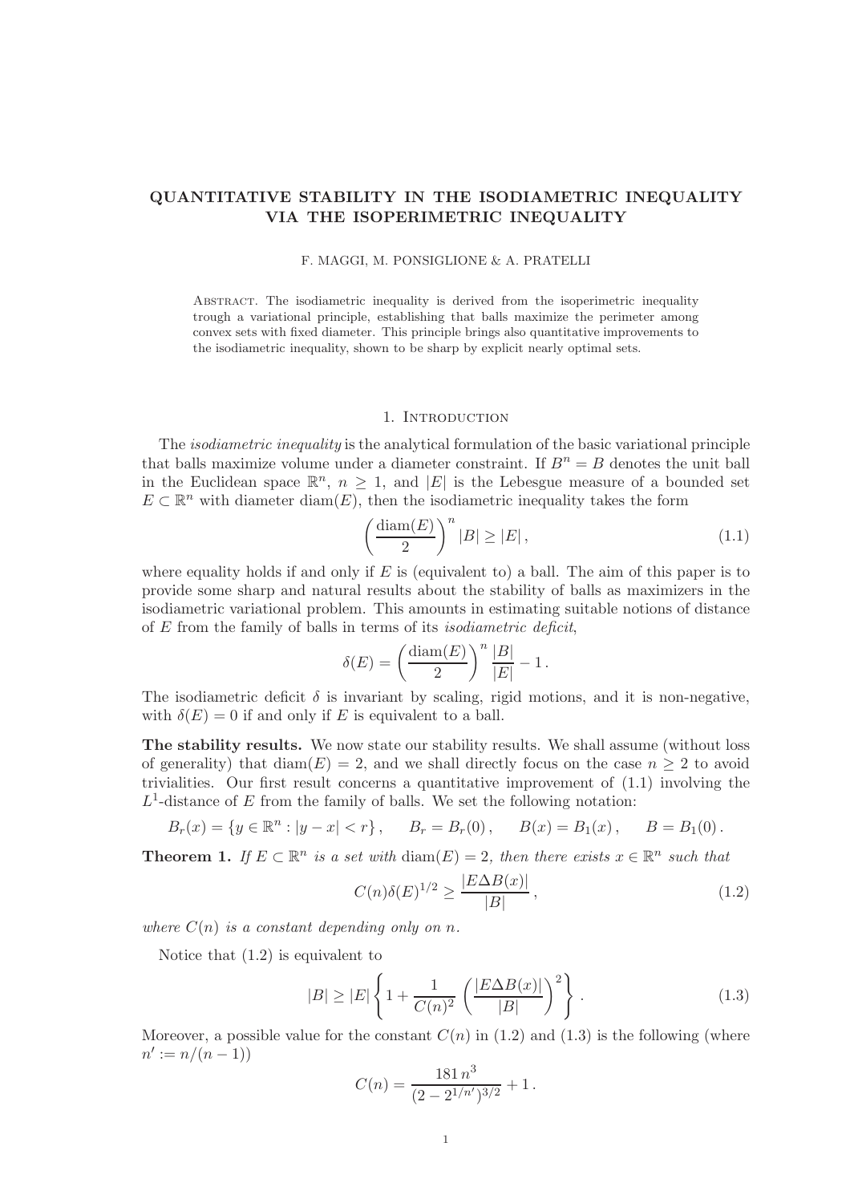# QUANTITATIVE STABILITY IN THE ISODIAMETRIC INEQUALITY VIA THE ISOPERIMETRIC INEQUALITY

F. MAGGI, M. PONSIGLIONE & A. PRATELLI

ABSTRACT. The isodiametric inequality is derived from the isoperimetric inequality trough a variational principle, establishing that balls maximize the perimeter among convex sets with fixed diameter. This principle brings also quantitative improvements to the isodiametric inequality, shown to be sharp by explicit nearly optimal sets.

## 1. INTRODUCTION

The *isodiametric inequality* is the analytical formulation of the basic variational principle that balls maximize volume under a diameter constraint. If $B^n = B$ denotes the unit ball in the Euclidean space $\mathbb{R}^n$, $n \geq 1$, and $|E|$ is the Lebesgue measure of a bounded set $E \subset \mathbb{R}^n$ with diameter $\mathrm{diam}(E)$, then the isodiametric inequality takes the form

$$\left(\frac{\mathrm{diam}(E)}{2}\right)^n |B| \geq |E|, \tag{1.1}$$

where equality holds if and only if $E$ is (equivalent to) a ball. The aim of this paper is to provide some sharp and natural results about the stability of balls as maximizers in the isodiametric variational problem. This amounts in estimating suitable notions of distance of $E$ from the family of balls in terms of its *isodiametric deficit*,

$$\delta(E) = \left(\frac{\mathrm{diam}(E)}{2}\right)^n \frac{|B|}{|E|} - 1.$$

The isodiametric deficit $\delta$ is invariant by scaling, rigid motions, and it is non-negative, with $\delta(E) = 0$ if and only if $E$ is equivalent to a ball.

**The stability results.** We now state our stability results. We shall assume (without loss of generality) that $\mathrm{diam}(E) = 2$, and we shall directly focus on the case $n \geq 2$ to avoid trivialities. Our first result concerns a quantitative improvement of (1.1) involving the $L^1$-distance of $E$ from the family of balls. We set the following notation:

$$B_r(x) = \{y \in \mathbb{R}^n : |y - x| < r\}, \qquad B_r = B_r(0), \qquad B(x) = B_1(x), \qquad B = B_1(0).$$

**Theorem 1.** *If $E \subset \mathbb{R}^n$ is a set with $\mathrm{diam}(E) = 2$, then there exists $x \in \mathbb{R}^n$ such that*

$$C(n)\delta(E)^{1/2} \geq \frac{|E \Delta B(x)|}{|B|}, \tag{1.2}$$

*where $C(n)$ is a constant depending only on $n$.*

Notice that (1.2) is equivalent to

$$|B| \geq |E| \left\{ 1 + \frac{1}{C(n)^2} \left( \frac{|E \Delta B(x)|}{|B|} \right)^2 \right\}. \tag{1.3}$$

Moreover, a possible value for the constant $C(n)$ in (1.2) and (1.3) is the following (where $n' := n/(n-1)$)

$$C(n) = \frac{181\, n^3}{(2 - 2^{1/n'})^{3/2}} + 1.$$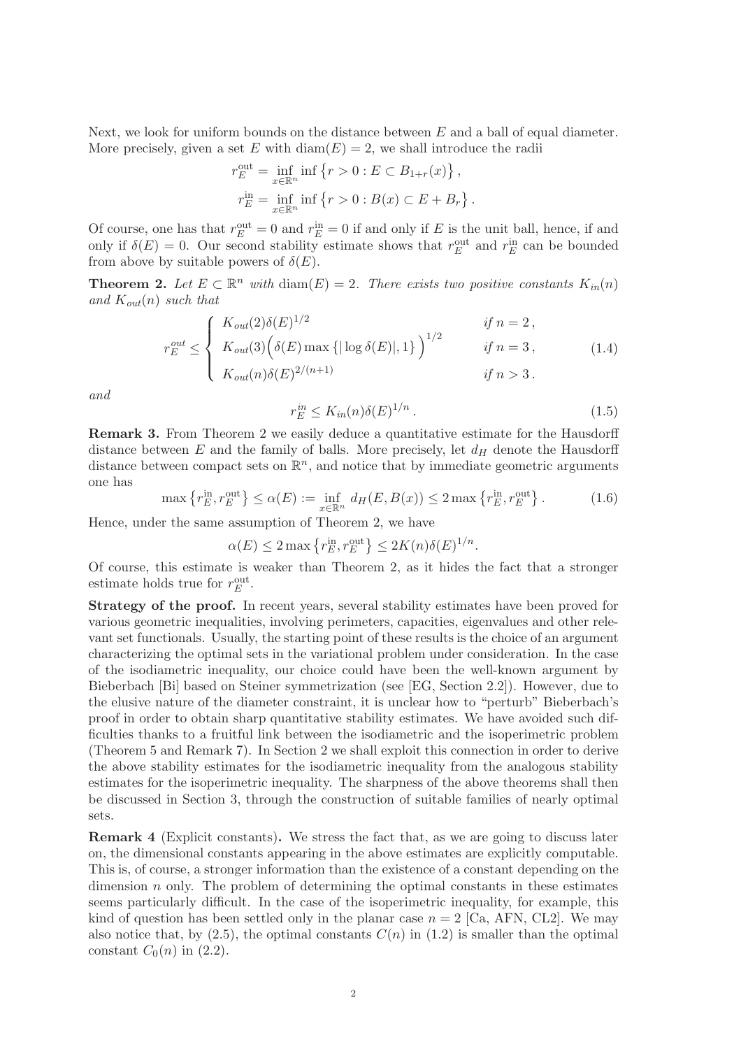Next, we look for uniform bounds on the distance between $E$ and a ball of equal diameter. More precisely, given a set $E$ with $\operatorname{diam}(E) = 2$, we shall introduce the radii

$$
\begin{aligned}
r_E^{\mathrm{out}} &= \inf_{x \in \mathbb{R}^n} \inf \left\{ r > 0 : E \subset B_{1+r}(x) \right\}, \\
r_E^{\mathrm{in}} &= \inf_{x \in \mathbb{R}^n} \inf \left\{ r > 0 : B(x) \subset E + B_r \right\}.
\end{aligned}
$$

Of course, one has that $r_E^{\mathrm{out}} = 0$ and $r_E^{\mathrm{in}} = 0$ if and only if $E$ is the unit ball, hence, if and only if $\delta(E) = 0$. Our second stability estimate shows that $r_E^{\mathrm{out}}$ and $r_E^{\mathrm{in}}$ can be bounded from above by suitable powers of $\delta(E)$.

**Theorem 2.** *Let $E \subset \mathbb{R}^n$ with $\operatorname{diam}(E) = 2$. There exists two positive constants $K_{in}(n)$ and $K_{out}(n)$ such that*

$$
r_E^{out} \leq \begin{cases} K_{out}(2)\delta(E)^{1/2} & \text{if } n = 2\,, \\ K_{out}(3)\Big(\delta(E) \max\left\{|\log \delta(E)|, 1\right\}\Big)^{1/2} & \text{if } n = 3\,, \\ K_{out}(n)\delta(E)^{2/(n+1)} & \text{if } n > 3\,. \end{cases} \tag{1.4}
$$

*and*

$$
r_E^{in} \leq K_{in}(n)\delta(E)^{1/n}\,. \tag{1.5}
$$

**Remark 3.** From Theorem 2 we easily deduce a quantitative estimate for the Hausdorff distance between $E$ and the family of balls. More precisely, let $d_H$ denote the Hausdorff distance between compact sets on $\mathbb{R}^n$, and notice that by immediate geometric arguments one has

$$
\max\left\{r_E^{\mathrm{in}}, r_E^{\mathrm{out}}\right\} \leq \alpha(E) := \inf_{x \in \mathbb{R}^n} d_H(E, B(x)) \leq 2\max\left\{r_E^{\mathrm{in}}, r_E^{\mathrm{out}}\right\}. \tag{1.6}
$$

Hence, under the same assumption of Theorem 2, we have

$$
\alpha(E) \leq 2\max\left\{r_E^{\mathrm{in}}, r_E^{\mathrm{out}}\right\} \leq 2K(n)\delta(E)^{1/n}.
$$

Of course, this estimate is weaker than Theorem 2, as it hides the fact that a stronger estimate holds true for $r_E^{\mathrm{out}}$.

**Strategy of the proof.** In recent years, several stability estimates have been proved for various geometric inequalities, involving perimeters, capacities, eigenvalues and other relevant set functionals. Usually, the starting point of these results is the choice of an argument characterizing the optimal sets in the variational problem under consideration. In the case of the isodiametric inequality, our choice could have been the well-known argument by Bieberbach [Bi] based on Steiner symmetrization (see [EG, Section 2.2]). However, due to the elusive nature of the diameter constraint, it is unclear how to "perturb" Bieberbach's proof in order to obtain sharp quantitative stability estimates. We have avoided such difficulties thanks to a fruitful link between the isodiametric and the isoperimetric problem (Theorem 5 and Remark 7). In Section 2 we shall exploit this connection in order to derive the above stability estimates for the isodiametric inequality from the analogous stability estimates for the isoperimetric inequality. The sharpness of the above theorems shall then be discussed in Section 3, through the construction of suitable families of nearly optimal sets.

**Remark 4** (Explicit constants)**.** We stress the fact that, as we are going to discuss later on, the dimensional constants appearing in the above estimates are explicitly computable. This is, of course, a stronger information than the existence of a constant depending on the dimension $n$ only. The problem of determining the optimal constants in these estimates seems particularly difficult. In the case of the isoperimetric inequality, for example, this kind of question has been settled only in the planar case $n = 2$ [Ca, AFN, CL2]. We may also notice that, by (2.5), the optimal constants $C(n)$ in (1.2) is smaller than the optimal constant $C_0(n)$ in (2.2).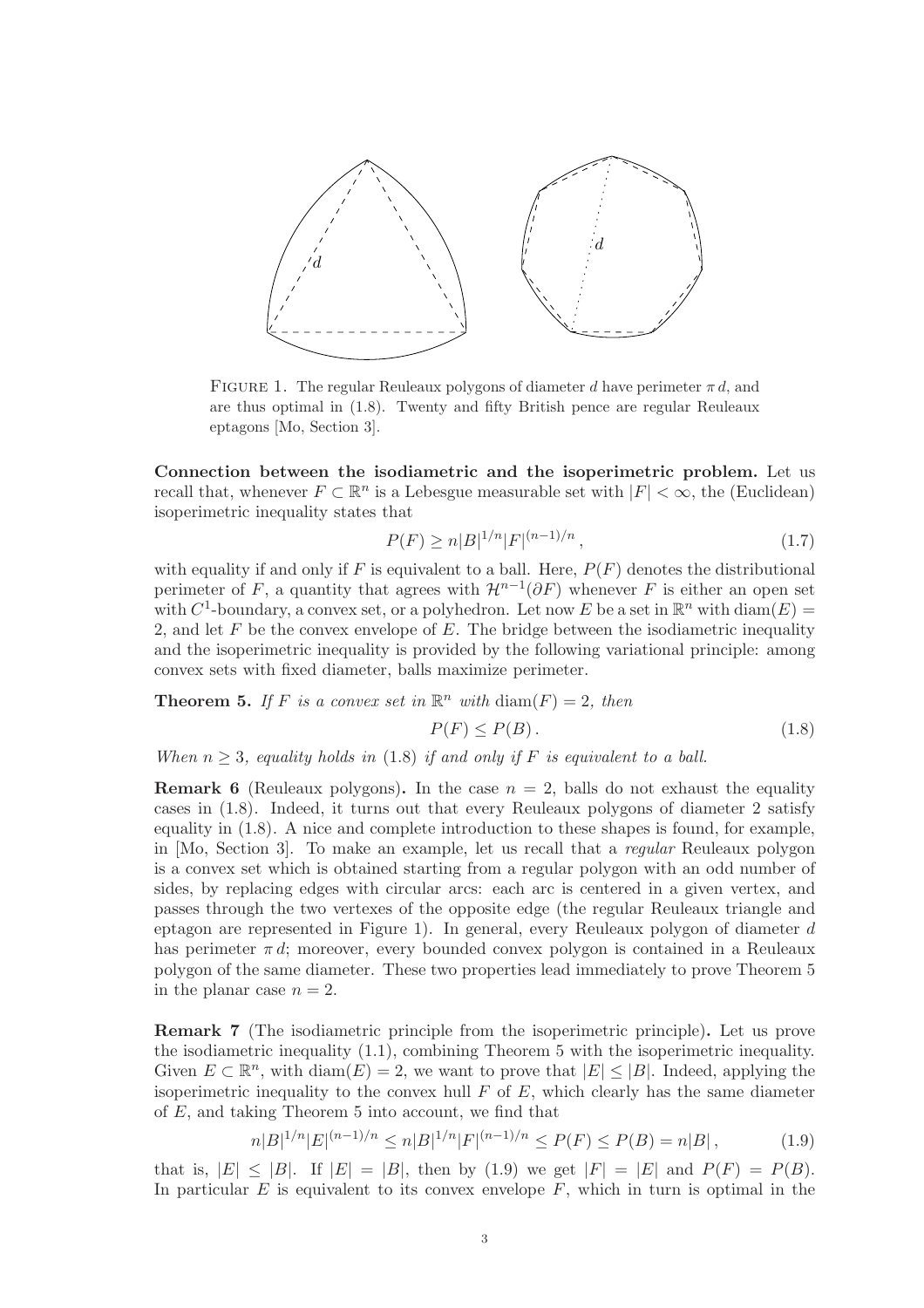FIGURE 1. The regular Reuleaux polygons of diameter $d$ have perimeter $\pi\, d$, and are thus optimal in (1.8). Twenty and fifty British pence are regular Reuleaux eptagons [Mo, Section 3].

**Connection between the isodiametric and the isoperimetric problem.** Let us recall that, whenever $F \subset \mathbb{R}^n$ is a Lebesgue measurable set with $|F| < \infty$, the (Euclidean) isoperimetric inequality states that

$$P(F) \geq n|B|^{1/n}|F|^{(n-1)/n}\,, \tag{1.7}$$

with equality if and only if $F$ is equivalent to a ball. Here, $P(F)$ denotes the distributional perimeter of $F$, a quantity that agrees with $\mathcal{H}^{n-1}(\partial F)$ whenever $F$ is either an open set with $C^1$-boundary, a convex set, or a polyhedron. Let now $E$ be a set in $\mathbb{R}^n$ with $\operatorname{diam}(E) = 2$, and let $F$ be the convex envelope of $E$. The bridge between the isodiametric inequality and the isoperimetric inequality is provided by the following variational principle: among convex sets with fixed diameter, balls maximize perimeter.

**Theorem 5.** *If $F$ is a convex set in $\mathbb{R}^n$ with $\operatorname{diam}(F) = 2$, then*

$$P(F) \leq P(B)\,. \tag{1.8}$$

*When $n \geq 3$, equality holds in (1.8) if and only if $F$ is equivalent to a ball.*

**Remark 6** (Reuleaux polygons)**.** In the case $n = 2$, balls do not exhaust the equality cases in (1.8). Indeed, it turns out that every Reuleaux polygons of diameter 2 satisfy equality in (1.8). A nice and complete introduction to these shapes is found, for example, in [Mo, Section 3]. To make an example, let us recall that a *regular* Reuleaux polygon is a convex set which is obtained starting from a regular polygon with an odd number of sides, by replacing edges with circular arcs: each arc is centered in a given vertex, and passes through the two vertexes of the opposite edge (the regular Reuleaux triangle and eptagon are represented in Figure 1). In general, every Reuleaux polygon of diameter $d$ has perimeter $\pi\, d$; moreover, every bounded convex polygon is contained in a Reuleaux polygon of the same diameter. These two properties lead immediately to prove Theorem 5 in the planar case $n = 2$.

**Remark 7** (The isodiametric principle from the isoperimetric principle)**.** Let us prove the isodiametric inequality (1.1), combining Theorem 5 with the isoperimetric inequality. Given $E \subset \mathbb{R}^n$, with $\operatorname{diam}(E) = 2$, we want to prove that $|E| \leq |B|$. Indeed, applying the isoperimetric inequality to the convex hull $F$ of $E$, which clearly has the same diameter of $E$, and taking Theorem 5 into account, we find that

$$n|B|^{1/n}|E|^{(n-1)/n} \leq n|B|^{1/n}|F|^{(n-1)/n} \leq P(F) \leq P(B) = n|B|\,, \tag{1.9}$$

that is, $|E| \leq |B|$. If $|E| = |B|$, then by (1.9) we get $|F| = |E|$ and $P(F) = P(B)$. In particular $E$ is equivalent to its convex envelope $F$, which in turn is optimal in the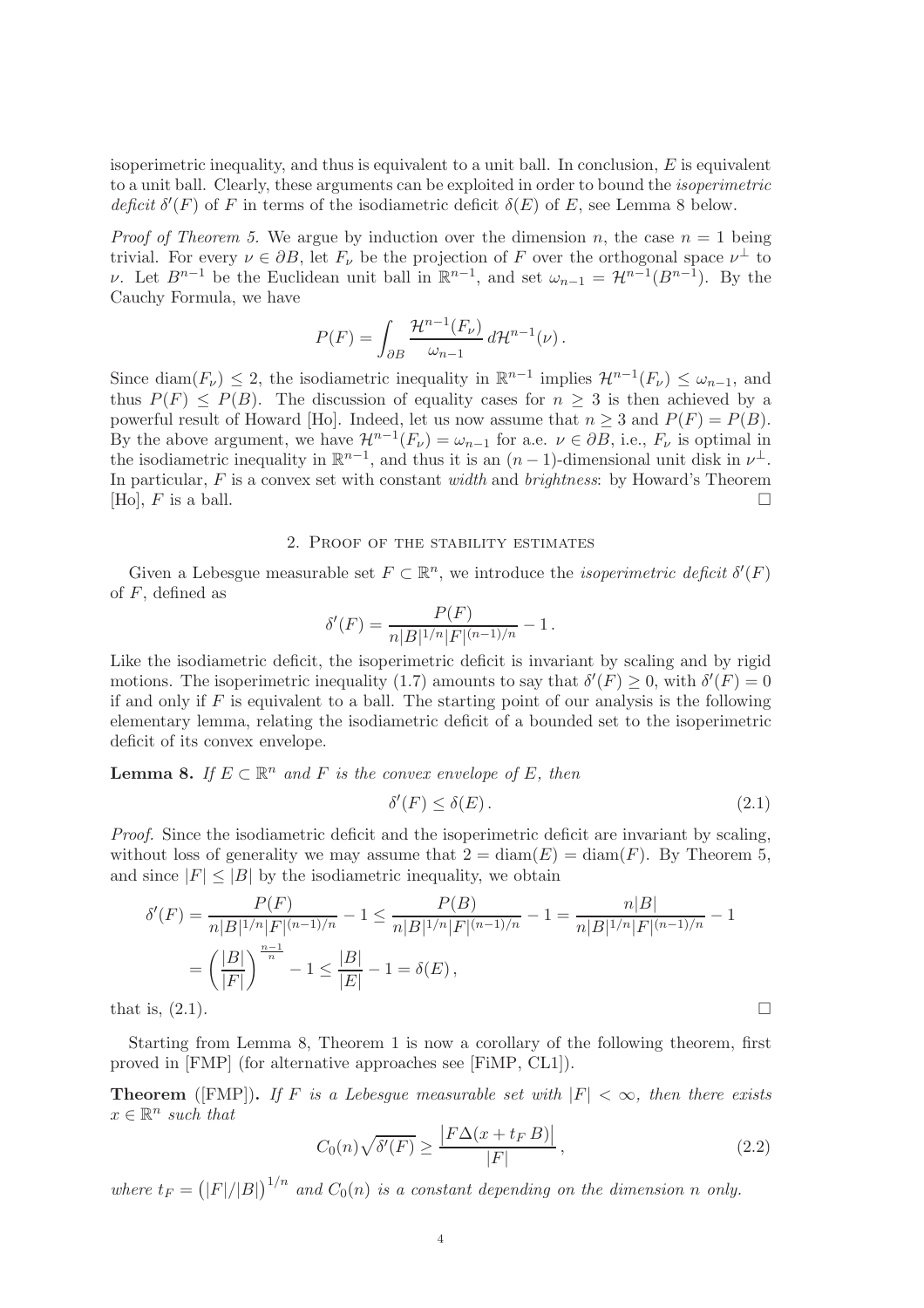isoperimetric inequality, and thus is equivalent to a unit ball. In conclusion, $E$ is equivalent to a unit ball. Clearly, these arguments can be exploited in order to bound the *isoperimetric deficit* $\delta'(F)$ of $F$ in terms of the isodiametric deficit $\delta(E)$ of $E$, see Lemma 8 below.

*Proof of Theorem 5.* We argue by induction over the dimension $n$, the case $n = 1$ being trivial. For every $\nu \in \partial B$, let $F_\nu$ be the projection of $F$ over the orthogonal space $\nu^\perp$ to $\nu$. Let $B^{n-1}$ be the Euclidean unit ball in $\mathbb{R}^{n-1}$, and set $\omega_{n-1} = \mathcal{H}^{n-1}(B^{n-1})$. By the Cauchy Formula, we have

$$P(F) = \int_{\partial B} \frac{\mathcal{H}^{n-1}(F_\nu)}{\omega_{n-1}} \, d\mathcal{H}^{n-1}(\nu) \, .$$

Since $\mathrm{diam}(F_\nu) \leq 2$, the isodiametric inequality in $\mathbb{R}^{n-1}$ implies $\mathcal{H}^{n-1}(F_\nu) \leq \omega_{n-1}$, and thus $P(F) \leq P(B)$. The discussion of equality cases for $n \geq 3$ is then achieved by a powerful result of Howard [Ho]. Indeed, let us now assume that $n \geq 3$ and $P(F) = P(B)$. By the above argument, we have $\mathcal{H}^{n-1}(F_\nu) = \omega_{n-1}$ for a.e. $\nu \in \partial B$, i.e., $F_\nu$ is optimal in the isodiametric inequality in $\mathbb{R}^{n-1}$, and thus it is an $(n-1)$-dimensional unit disk in $\nu^\perp$. In particular, $F$ is a convex set with constant *width* and *brightness*: by Howard's Theorem [Ho], $F$ is a ball. □

## 2. Proof of the stability estimates

Given a Lebesgue measurable set $F \subset \mathbb{R}^n$, we introduce the *isoperimetric deficit* $\delta'(F)$ of $F$, defined as

$$\delta'(F) = \frac{P(F)}{n|B|^{1/n}|F|^{(n-1)/n}} - 1 \, .$$

Like the isodiametric deficit, the isoperimetric deficit is invariant by scaling and by rigid motions. The isoperimetric inequality (1.7) amounts to say that $\delta'(F) \geq 0$, with $\delta'(F) = 0$ if and only if $F$ is equivalent to a ball. The starting point of our analysis is the following elementary lemma, relating the isodiametric deficit of a bounded set to the isoperimetric deficit of its convex envelope.

**Lemma 8.** *If $E \subset \mathbb{R}^n$ and $F$ is the convex envelope of $E$, then*

$$\delta'(F) \leq \delta(E) \, . \tag{2.1}$$

*Proof.* Since the isodiametric deficit and the isoperimetric deficit are invariant by scaling, without loss of generality we may assume that $2 = \mathrm{diam}(E) = \mathrm{diam}(F)$. By Theorem 5, and since $|F| \leq |B|$ by the isodiametric inequality, we obtain

$$\begin{aligned}
\delta'(F) &= \frac{P(F)}{n|B|^{1/n}|F|^{(n-1)/n}} - 1 \leq \frac{P(B)}{n|B|^{1/n}|F|^{(n-1)/n}} - 1 = \frac{n|B|}{n|B|^{1/n}|F|^{(n-1)/n}} - 1 \\
&= \left(\frac{|B|}{|F|}\right)^{\frac{n-1}{n}} - 1 \leq \frac{|B|}{|E|} - 1 = \delta(E) \, ,
\end{aligned}$$

that is, (2.1). □

Starting from Lemma 8, Theorem 1 is now a corollary of the following theorem, first proved in [FMP] (for alternative approaches see [FiMP, CL1]).

**Theorem** ([FMP])**.** *If $F$ is a Lebesgue measurable set with $|F| < \infty$, then there exists $x \in \mathbb{R}^n$ such that*

$$C_0(n)\sqrt{\delta'(F)} \geq \frac{\left|F \Delta (x + t_F \, B)\right|}{|F|} \, , \tag{2.2}$$

*where $t_F = \left(|F|/|B|\right)^{1/n}$ and $C_0(n)$ is a constant depending on the dimension $n$ only.*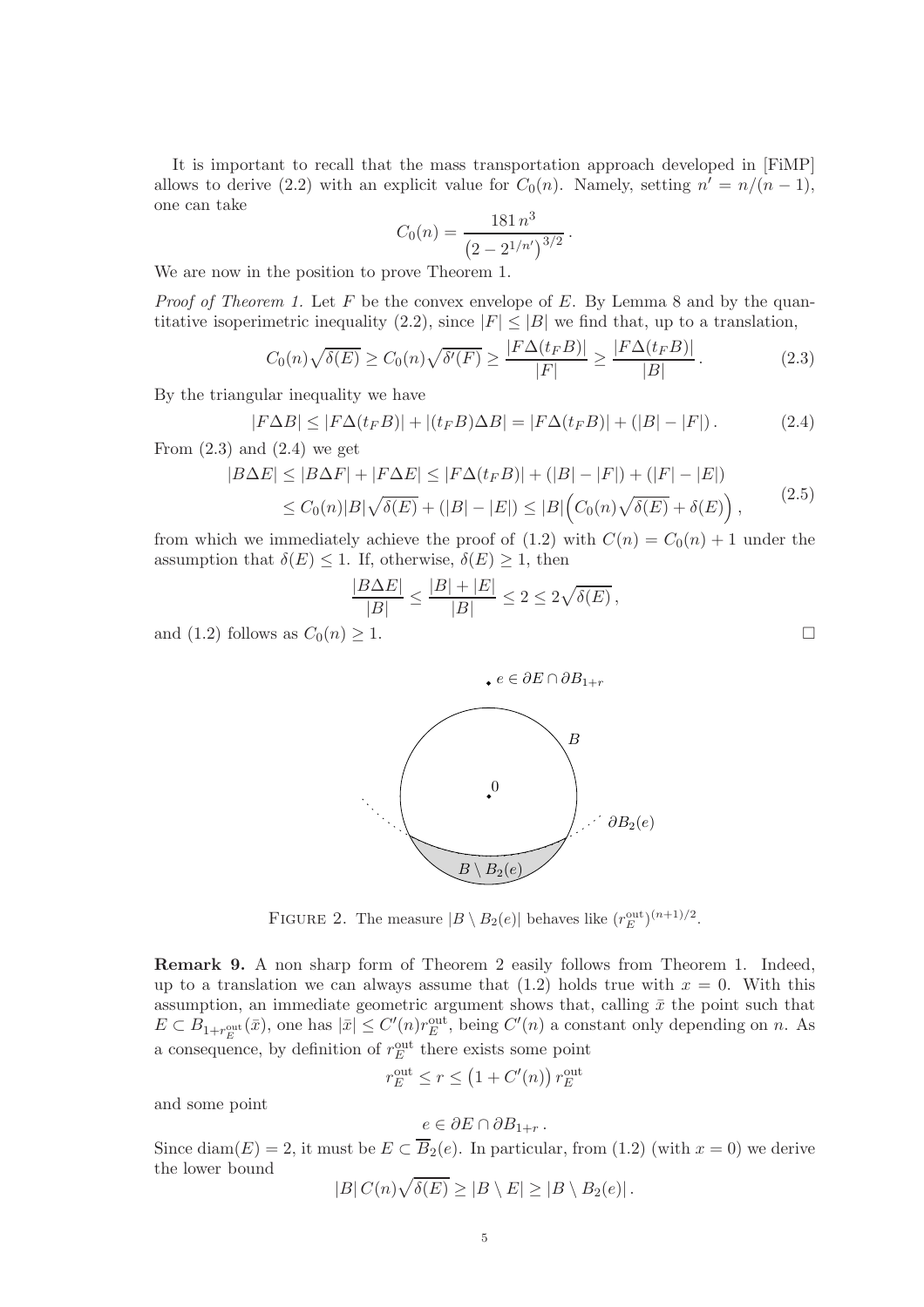It is important to recall that the mass transportation approach developed in [FiMP] allows to derive (2.2) with an explicit value for $C_0(n)$. Namely, setting $n' = n/(n-1)$, one can take

$$C_0(n) = \frac{181\, n^3}{\left(2 - 2^{1/n'}\right)^{3/2}}.$$

We are now in the position to prove Theorem 1.

*Proof of Theorem 1.* Let $F$ be the convex envelope of $E$. By Lemma 8 and by the quantitative isoperimetric inequality (2.2), since $|F| \le |B|$ we find that, up to a translation,

$$C_0(n)\sqrt{\delta(E)} \ge C_0(n)\sqrt{\delta'(F)} \ge \frac{|F\Delta(t_F B)|}{|F|} \ge \frac{|F\Delta(t_F B)|}{|B|}. \tag{2.3}$$

By the triangular inequality we have

$$|F\Delta B| \le |F\Delta(t_F B)| + |(t_F B)\Delta B| = |F\Delta(t_F B)| + (|B| - |F|). \tag{2.4}$$

From (2.3) and (2.4) we get

$$\begin{aligned} |B\Delta E| &\le |B\Delta F| + |F\Delta E| \le |F\Delta(t_F B)| + (|B| - |F|) + (|F| - |E|) \\ &\le C_0(n)|B|\sqrt{\delta(E)} + (|B| - |E|) \le |B|\Big(C_0(n)\sqrt{\delta(E)} + \delta(E)\Big), \end{aligned} \tag{2.5}$$

from which we immediately achieve the proof of (1.2) with $C(n) = C_0(n) + 1$ under the assumption that $\delta(E) \le 1$. If, otherwise, $\delta(E) \ge 1$, then

$$\frac{|B\Delta E|}{|B|} \le \frac{|B| + |E|}{|B|} \le 2 \le 2\sqrt{\delta(E)},$$

and (1.2) follows as $C_0(n) \ge 1$. □

FIGURE 2. The measure $|B \setminus B_2(e)|$ behaves like $(r_E^{\text{out}})^{(n+1)/2}$.

**Remark 9.** A non sharp form of Theorem 2 easily follows from Theorem 1. Indeed, up to a translation we can always assume that (1.2) holds true with $x = 0$. With this assumption, an immediate geometric argument shows that, calling $\bar{x}$ the point such that $E \subset B_{1+r_E^{\text{out}}}(\bar{x})$, one has $|\bar{x}| \le C'(n) r_E^{\text{out}}$, being $C'(n)$ a constant only depending on $n$. As a consequence, by definition of $r_E^{\text{out}}$ there exists some point

$$r_E^{\text{out}} \le r \le \left(1 + C'(n)\right) r_E^{\text{out}}$$

and some point

$$e \in \partial E \cap \partial B_{1+r}.$$

Since $\text{diam}(E) = 2$, it must be $E \subset \overline{B}_2(e)$. In particular, from (1.2) (with $x = 0$) we derive the lower bound

$$|B|\, C(n)\sqrt{\delta(E)} \ge |B \setminus E| \ge |B \setminus B_2(e)|.$$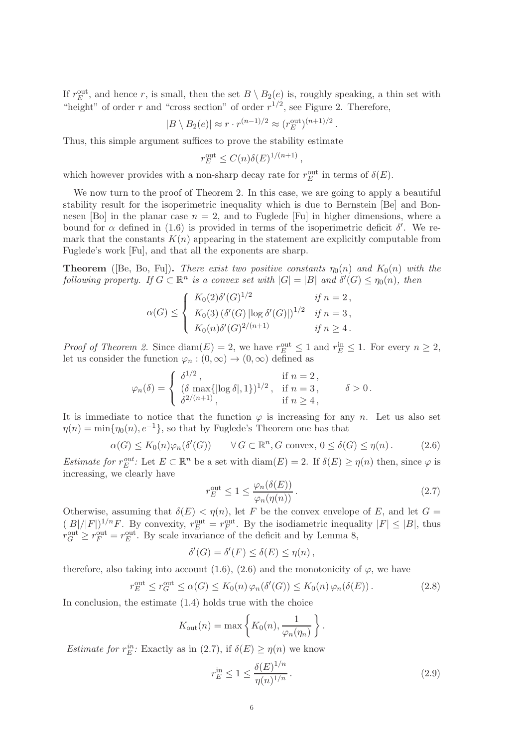If $r_E^{\rm out}$, and hence $r$, is small, then the set $B \setminus B_2(e)$ is, roughly speaking, a thin set with "height" of order $r$ and "cross section" of order $r^{1/2}$, see Figure 2. Therefore,

$$|B \setminus B_2(e)| \approx r \cdot r^{(n-1)/2} \approx (r_E^{\rm out})^{(n+1)/2} .$$

Thus, this simple argument suffices to prove the stability estimate

$$r_E^{\rm out} \le C(n)\delta(E)^{1/(n+1)} ,$$

which however provides with a non-sharp decay rate for $r_E^{\rm out}$ in terms of $\delta(E)$.

We now turn to the proof of Theorem 2. In this case, we are going to apply a beautiful stability result for the isoperimetric inequality which is due to Bernstein [Be] and Bonnesen [Bo] in the planar case $n = 2$, and to Fuglede [Fu] in higher dimensions, where a bound for $\alpha$ defined in (1.6) is provided in terms of the isoperimetric deficit $\delta'$. We remark that the constants $K(n)$ appearing in the statement are explicitly computable from Fuglede's work [Fu], and that all the exponents are sharp.

**Theorem** ([Be, Bo, Fu])**.** *There exist two positive constants $\eta_0(n)$ and $K_0(n)$ with the following property. If $G \subset \mathbb{R}^n$ is a convex set with $|G| = |B|$ and $\delta'(G) \le \eta_0(n)$, then*

$$\alpha(G) \le \begin{cases} K_0(2)\delta'(G)^{1/2} & \text{if } n = 2\,, \\ K_0(3)\left(\delta'(G)\,|\log \delta'(G)|\right)^{1/2} & \text{if } n = 3\,, \\ K_0(n)\delta'(G)^{2/(n+1)} & \text{if } n \ge 4\,. \end{cases}$$

*Proof of Theorem 2.* Since $\operatorname{diam}(E) = 2$, we have $r_E^{\rm out} \le 1$ and $r_E^{\rm in} \le 1$. For every $n \ge 2$, let us consider the function $\varphi_n : (0, \infty) \to (0, \infty)$ defined as

$$\varphi_n(\delta) = \begin{cases} \delta^{1/2}\,, & \text{if } n = 2\,, \\ (\delta \max\{|\log \delta|, 1\})^{1/2}\,, & \text{if } n = 3\,, \\ \delta^{2/(n+1)}\,, & \text{if } n \ge 4\,, \end{cases} \qquad \delta > 0\,.$$

It is immediate to notice that the function $\varphi$ is increasing for any $n$. Let us also set $\eta(n) = \min\{\eta_0(n), e^{-1}\}$, so that by Fuglede's Theorem one has that

$$\alpha(G) \le K_0(n)\varphi_n(\delta'(G)) \qquad \forall\, G \subset \mathbb{R}^n, G \text{ convex}, \, 0 \le \delta(G) \le \eta(n)\,. \tag{2.6}$$

*Estimate for $r_E^{out}$:* Let $E \subset \mathbb{R}^n$ be a set with $\operatorname{diam}(E) = 2$. If $\delta(E) \ge \eta(n)$ then, since $\varphi$ is increasing, we clearly have

$$r_E^{\rm out} \le 1 \le \frac{\varphi_n(\delta(E))}{\varphi_n(\eta(n))}\,. \tag{2.7}$$

Otherwise, assuming that $\delta(E) < \eta(n)$, let $F$ be the convex envelope of $E$, and let $G = (|B|/|F|)^{1/n}F$. By convexity, $r_E^{\rm out} = r_F^{\rm out}$. By the isodiametric inequality $|F| \le |B|$, thus $r_G^{\rm out} \ge r_F^{\rm out} = r_E^{\rm out}$. By scale invariance of the deficit and by Lemma 8,

$$\delta'(G) = \delta'(F) \le \delta(E) \le \eta(n)\,,$$

therefore, also taking into account (1.6), (2.6) and the monotonicity of $\varphi$, we have

$$r_E^{\rm out} \le r_G^{\rm out} \le \alpha(G) \le K_0(n)\,\varphi_n(\delta'(G)) \le K_0(n)\,\varphi_n(\delta(E))\,. \tag{2.8}$$

In conclusion, the estimate (1.4) holds true with the choice

$$K_{\rm out}(n) = \max\left\{K_0(n), \frac{1}{\varphi_n(\eta_n)}\right\}.$$

*Estimate for $r_E^{in}$:* Exactly as in (2.7), if $\delta(E) \ge \eta(n)$ we know

$$r_E^{\rm in} \le 1 \le \frac{\delta(E)^{1/n}}{\eta(n)^{1/n}}\,. \tag{2.9}$$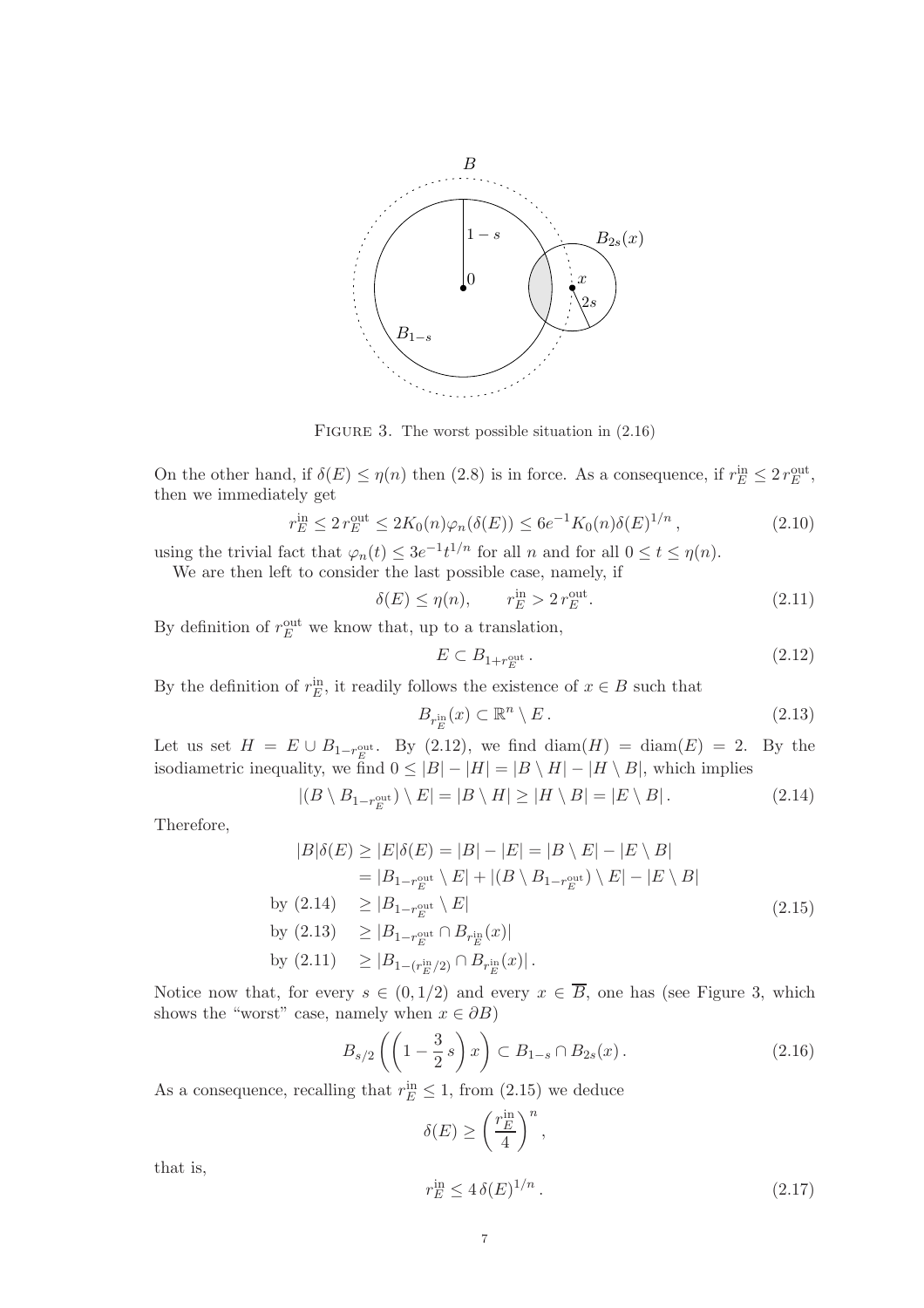FIGURE 3. The worst possible situation in (2.16)

On the other hand, if $\delta(E) \le \eta(n)$ then (2.8) is in force. As a consequence, if $r_E^{\rm in} \le 2\, r_E^{\rm out}$, then we immediately get

$$r_E^{\rm in} \le 2\, r_E^{\rm out} \le 2K_0(n)\varphi_n(\delta(E)) \le 6e^{-1}K_0(n)\delta(E)^{1/n}\,, \tag{2.10}$$

using the trivial fact that $\varphi_n(t) \le 3e^{-1}t^{1/n}$ for all $n$ and for all $0 \le t \le \eta(n)$.

We are then left to consider the last possible case, namely, if

$$\delta(E) \le \eta(n), \qquad r_E^{\rm in} > 2\, r_E^{\rm out}\,. \tag{2.11}$$

By definition of $r_E^{\rm out}$ we know that, up to a translation,

$$E \subset B_{1+r_E^{\rm out}}\,. \tag{2.12}$$

By the definition of $r_E^{\rm in}$, it readily follows the existence of $x \in B$ such that

$$B_{r_E^{\rm in}}(x) \subset \mathbb{R}^n \setminus E\,. \tag{2.13}$$

Let us set $H = E \cup B_{1-r_E^{\rm out}}$. By (2.12), we find $\operatorname{diam}(H) = \operatorname{diam}(E) = 2$. By the isodiametric inequality, we find $0 \le |B| - |H| = |B \setminus H| - |H \setminus B|$, which implies

$$|(B \setminus B_{1-r_E^{\rm out}}) \setminus E| = |B \setminus H| \ge |H \setminus B| = |E \setminus B|\,. \tag{2.14}$$

Therefore,

$$\begin{aligned}
|B|\delta(E) \ge |E|\delta(E) &= |B| - |E| = |B \setminus E| - |E \setminus B| \\
&= |B_{1-r_E^{\rm out}} \setminus E| + |(B \setminus B_{1-r_E^{\rm out}}) \setminus E| - |E \setminus B| \\
\text{by (2.14)} \quad &\ge |B_{1-r_E^{\rm out}} \setminus E| \\
\text{by (2.13)} \quad &\ge |B_{1-r_E^{\rm out}} \cap B_{r_E^{\rm in}}(x)| \\
\text{by (2.11)} \quad &\ge |B_{1-(r_E^{\rm in}/2)} \cap B_{r_E^{\rm in}}(x)|\,.
\end{aligned} \tag{2.15}$$

Notice now that, for every $s \in (0, 1/2)$ and every $x \in \overline{B}$, one has (see Figure 3, which shows the "worst" case, namely when $x \in \partial B$)

$$B_{s/2}\left(\left(1 - \frac{3}{2}\,s\right)x\right) \subset B_{1-s} \cap B_{2s}(x)\,. \tag{2.16}$$

As a consequence, recalling that $r_E^{\rm in} \le 1$, from (2.15) we deduce

$$\delta(E) \ge \left(\frac{r_E^{\rm in}}{4}\right)^n,$$

that is,

$$r_E^{\rm in} \le 4\,\delta(E)^{1/n}\,. \tag{2.17}$$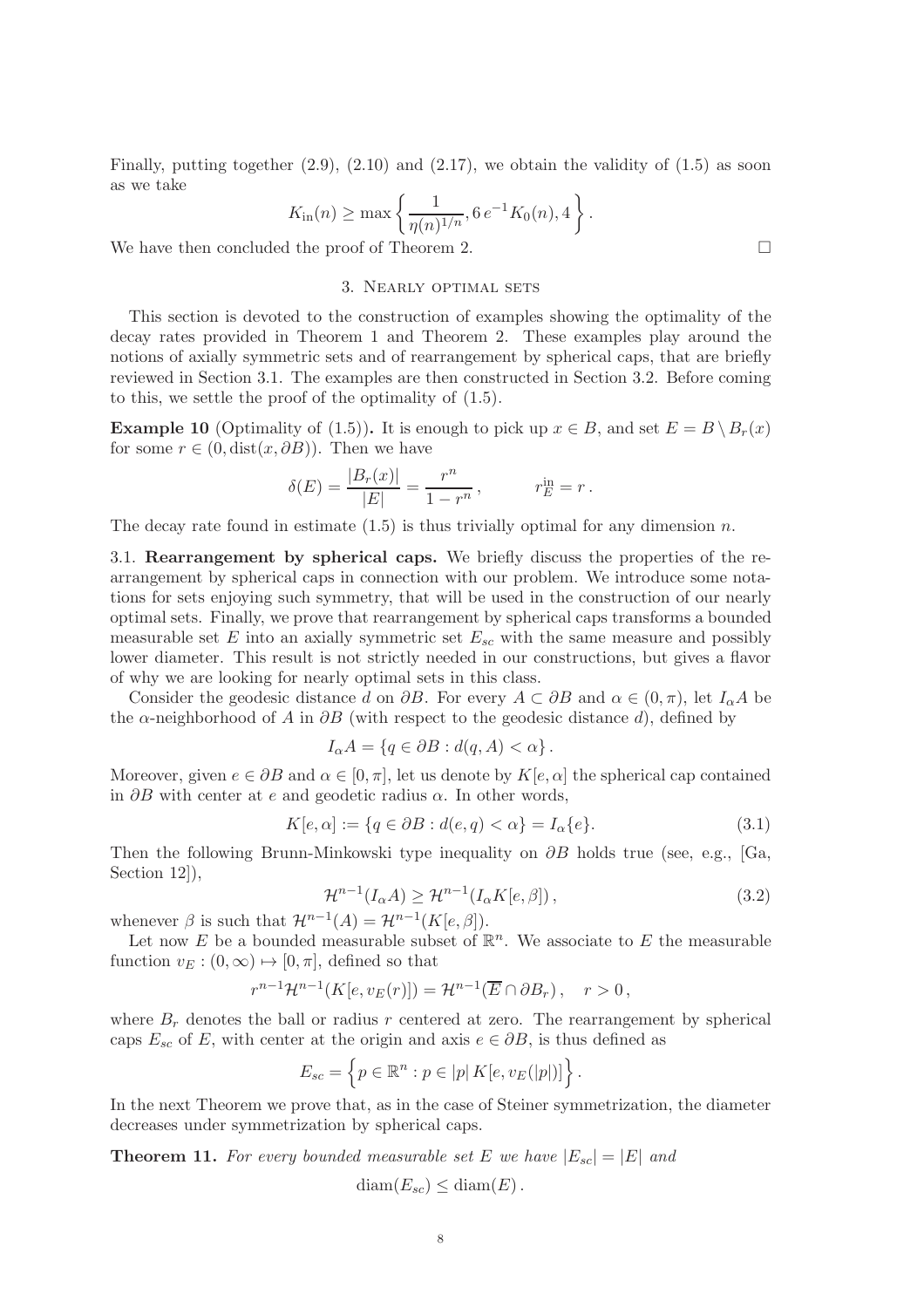Finally, putting together (2.9), (2.10) and (2.17), we obtain the validity of (1.5) as soon as we take

$$K_{\rm in}(n) \geq \max\left\{ \frac{1}{\eta(n)^{1/n}}, 6\,e^{-1}K_0(n), 4 \right\}.$$

We have then concluded the proof of Theorem 2. □

## 3. Nearly optimal sets

This section is devoted to the construction of examples showing the optimality of the decay rates provided in Theorem 1 and Theorem 2. These examples play around the notions of axially symmetric sets and of rearrangement by spherical caps, that are briefly reviewed in Section 3.1. The examples are then constructed in Section 3.2. Before coming to this, we settle the proof of the optimality of (1.5).

**Example 10** (Optimality of (1.5))**.** It is enough to pick up $x \in B$, and set $E = B \setminus B_r(x)$ for some $r \in (0, \mathrm{dist}(x, \partial B))$. Then we have

$$\delta(E) = \frac{|B_r(x)|}{|E|} = \frac{r^n}{1 - r^n}\,, \qquad r_E^{\rm in} = r\,.$$

The decay rate found in estimate (1.5) is thus trivially optimal for any dimension $n$.

### 3.1. Rearrangement by spherical caps.

We briefly discuss the properties of the rearrangement by spherical caps in connection with our problem. We introduce some notations for sets enjoying such symmetry, that will be used in the construction of our nearly optimal sets. Finally, we prove that rearrangement by spherical caps transforms a bounded measurable set $E$ into an axially symmetric set $E_{sc}$ with the same measure and possibly lower diameter. This result is not strictly needed in our constructions, but gives a flavor of why we are looking for nearly optimal sets in this class.

Consider the geodesic distance $d$ on $\partial B$. For every $A \subset \partial B$ and $\alpha \in (0, \pi)$, let $I_\alpha A$ be the $\alpha$-neighborhood of $A$ in $\partial B$ (with respect to the geodesic distance $d$), defined by

$$I_\alpha A = \{q \in \partial B : d(q, A) < \alpha\}\,.$$

Moreover, given $e \in \partial B$ and $\alpha \in [0, \pi]$, let us denote by $K[e, \alpha]$ the spherical cap contained in $\partial B$ with center at $e$ and geodetic radius $\alpha$. In other words,

$$K[e, \alpha] := \{q \in \partial B : d(e, q) < \alpha\} = I_\alpha\{e\}. \tag{3.1}$$

Then the following Brunn-Minkowski type inequality on $\partial B$ holds true (see, e.g., [Ga, Section 12]),

$$\mathcal{H}^{n-1}(I_\alpha A) \geq \mathcal{H}^{n-1}(I_\alpha K[e, \beta])\,, \tag{3.2}$$

whenever $\beta$ is such that $\mathcal{H}^{n-1}(A) = \mathcal{H}^{n-1}(K[e, \beta])$.

Let now $E$ be a bounded measurable subset of $\mathbb{R}^n$. We associate to $E$ the measurable function $v_E : (0, \infty) \mapsto [0, \pi]$, defined so that

$$r^{n-1}\mathcal{H}^{n-1}(K[e, v_E(r)]) = \mathcal{H}^{n-1}(\overline{E} \cap \partial B_r)\,, \quad r > 0\,,$$

where $B_r$ denotes the ball or radius $r$ centered at zero. The rearrangement by spherical caps $E_{sc}$ of $E$, with center at the origin and axis $e \in \partial B$, is thus defined as

$$E_{sc} = \left\{ p \in \mathbb{R}^n : p \in |p|\, K[e, v_E(|p|)] \right\}.$$

In the next Theorem we prove that, as in the case of Steiner symmetrization, the diameter decreases under symmetrization by spherical caps.

**Theorem 11.** *For every bounded measurable set $E$ we have $|E_{sc}| = |E|$ and*

$$\mathrm{diam}(E_{sc}) \leq \mathrm{diam}(E)\,.$$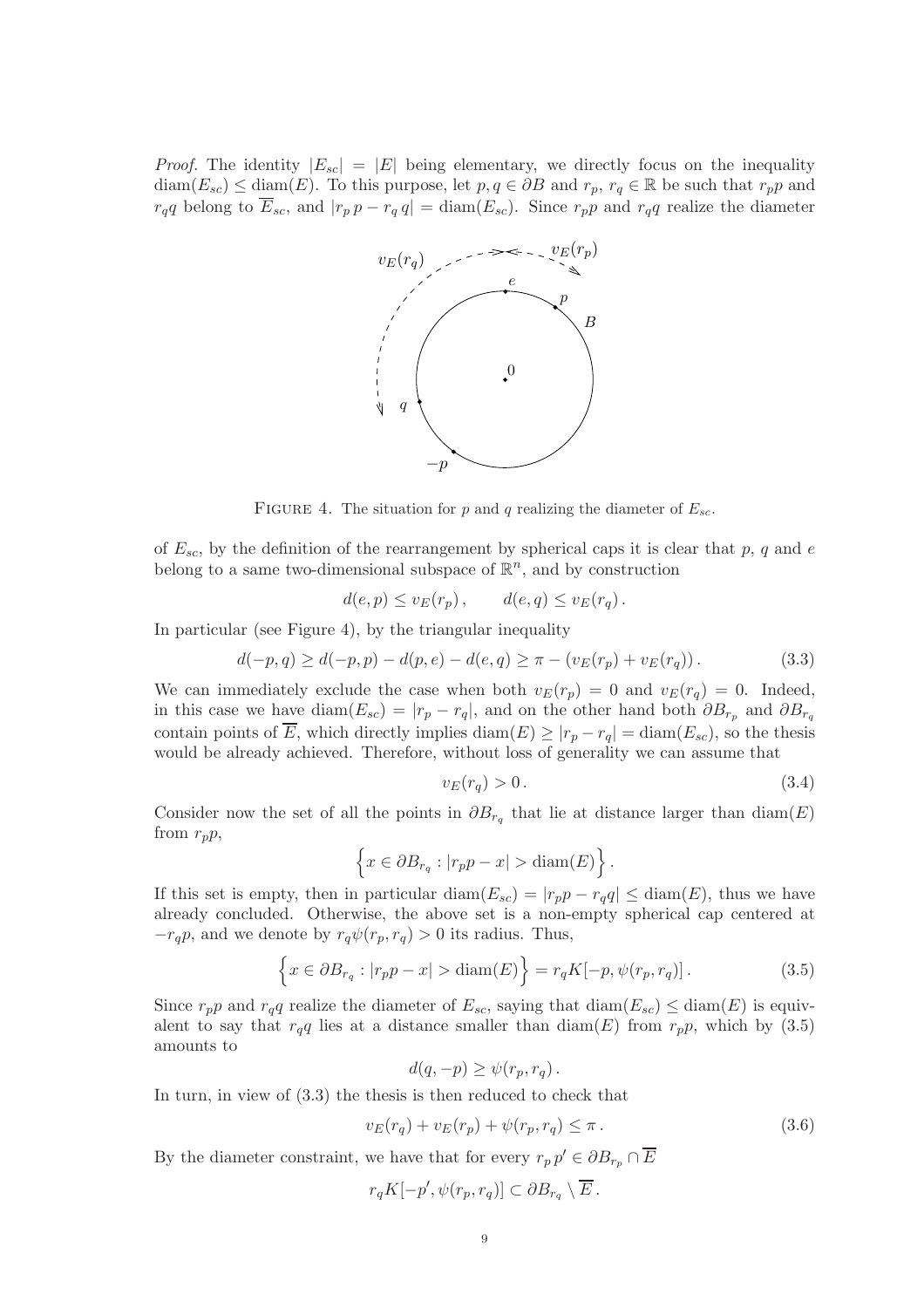*Proof.* The identity $|E_{sc}| = |E|$ being elementary, we directly focus on the inequality $\mathrm{diam}(E_{sc}) \leq \mathrm{diam}(E)$. To this purpose, let $p, q \in \partial B$ and $r_p$, $r_q \in \mathbb{R}$ be such that $r_p p$ and $r_q q$ belong to $\overline{E}_{sc}$, and $|r_p\, p - r_q\, q| = \mathrm{diam}(E_{sc})$. Since $r_p p$ and $r_q q$ realize the diameter

FIGURE 4. The situation for $p$ and $q$ realizing the diameter of $E_{sc}$.

of $E_{sc}$, by the definition of the rearrangement by spherical caps it is clear that $p$, $q$ and $e$ belong to a same two-dimensional subspace of $\mathbb{R}^n$, and by construction

$$
d(e,p) \leq v_E(r_p)\,, \qquad d(e,q) \leq v_E(r_q)\,.
$$

In particular (see Figure 4), by the triangular inequality

$$
d(-p,q) \geq d(-p,p) - d(p,e) - d(e,q) \geq \pi - (v_E(r_p) + v_E(r_q))\,. \tag{3.3}
$$

We can immediately exclude the case when both $v_E(r_p) = 0$ and $v_E(r_q) = 0$. Indeed, in this case we have $\mathrm{diam}(E_{sc}) = |r_p - r_q|$, and on the other hand both $\partial B_{r_p}$ and $\partial B_{r_q}$ contain points of $\overline{E}$, which directly implies $\mathrm{diam}(E) \geq |r_p - r_q| = \mathrm{diam}(E_{sc})$, so the thesis would be already achieved. Therefore, without loss of generality we can assume that

$$
v_E(r_q) > 0\,. \tag{3.4}
$$

Consider now the set of all the points in $\partial B_{r_q}$ that lie at distance larger than $\mathrm{diam}(E)$ from $r_p p$,

$$
\Big\{ x \in \partial B_{r_q} : |r_p p - x| > \mathrm{diam}(E) \Big\}\,.
$$

If this set is empty, then in particular $\mathrm{diam}(E_{sc}) = |r_p p - r_q q| \leq \mathrm{diam}(E)$, thus we have already concluded. Otherwise, the above set is a non-empty spherical cap centered at $-r_q p$, and we denote by $r_q \psi(r_p, r_q) > 0$ its radius. Thus,

$$
\Big\{ x \in \partial B_{r_q} : |r_p p - x| > \mathrm{diam}(E) \Big\} = r_q K[-p, \psi(r_p, r_q)]\,. \tag{3.5}
$$

Since $r_p p$ and $r_q q$ realize the diameter of $E_{sc}$, saying that $\mathrm{diam}(E_{sc}) \leq \mathrm{diam}(E)$ is equivalent to say that $r_q q$ lies at a distance smaller than $\mathrm{diam}(E)$ from $r_p p$, which by (3.5) amounts to

$$
d(q, -p) \geq \psi(r_p, r_q)\,.
$$

In turn, in view of (3.3) the thesis is then reduced to check that

$$
v_E(r_q) + v_E(r_p) + \psi(r_p, r_q) \leq \pi\,. \tag{3.6}
$$

By the diameter constraint, we have that for every $r_p\, p' \in \partial B_{r_p} \cap \overline{E}$

$$
r_q K[-p', \psi(r_p, r_q)] \subset \partial B_{r_q} \setminus \overline{E}\,.
$$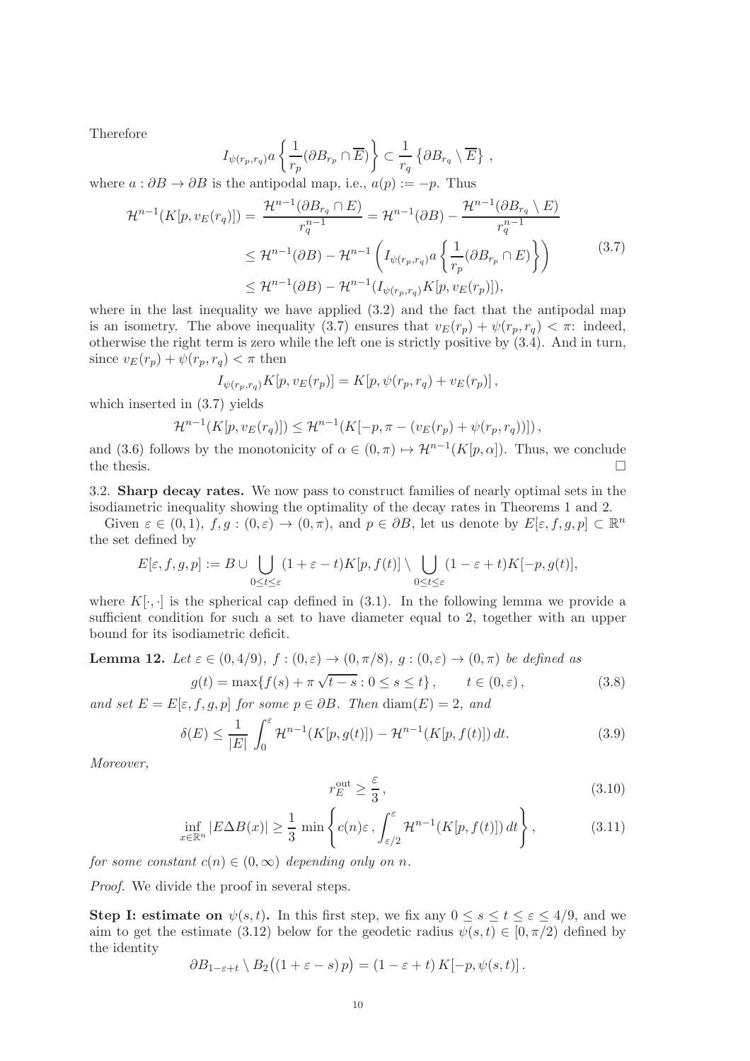Therefore

$$
I_{\psi(r_p,r_q)} a \left\{ \frac{1}{r_p} (\partial B_{r_p} \cap \overline{E}) \right\} \subset \frac{1}{r_q} \left\{ \partial B_{r_q} \setminus \overline{E} \right\} ,
$$

where $a : \partial B \to \partial B$ is the antipodal map, i.e., $a(p) := -p$. Thus

$$
\begin{aligned}
\mathcal{H}^{n-1}(K[p, v_E(r_q)]) = \frac{\mathcal{H}^{n-1}(\partial B_{r_q} \cap E)}{r_q^{n-1}} &= \mathcal{H}^{n-1}(\partial B) - \frac{\mathcal{H}^{n-1}(\partial B_{r_q} \setminus E)}{r_q^{n-1}} \\
&\leq \mathcal{H}^{n-1}(\partial B) - \mathcal{H}^{n-1}\left( I_{\psi(r_p,r_q)} a \left\{ \frac{1}{r_p} (\partial B_{r_p} \cap E) \right\} \right) \\
&\leq \mathcal{H}^{n-1}(\partial B) - \mathcal{H}^{n-1}(I_{\psi(r_p,r_q)} K[p, v_E(r_p)]),
\end{aligned} \tag{3.7}
$$

where in the last inequality we have applied (3.2) and the fact that the antipodal map is an isometry. The above inequality (3.7) ensures that $v_E(r_p) + \psi(r_p, r_q) < \pi$: indeed, otherwise the right term is zero while the left one is strictly positive by (3.4). And in turn, since $v_E(r_p) + \psi(r_p, r_q) < \pi$ then

$$
I_{\psi(r_p,r_q)} K[p, v_E(r_p)] = K[p, \psi(r_p, r_q) + v_E(r_p)] ,
$$

which inserted in (3.7) yields

$$
\mathcal{H}^{n-1}(K[p, v_E(r_q)]) \leq \mathcal{H}^{n-1}(K[-p, \pi - (v_E(r_p) + \psi(r_p, r_q))]) ,
$$

and (3.6) follows by the monotonicity of $\alpha \in (0, \pi) \mapsto \mathcal{H}^{n-1}(K[p, \alpha])$. Thus, we conclude the thesis. $\square$

### 3.2. Sharp decay rates.

We now pass to construct families of nearly optimal sets in the isodiametric inequality showing the optimality of the decay rates in Theorems 1 and 2.

Given $\varepsilon \in (0, 1)$, $f, g : (0, \varepsilon) \to (0, \pi)$, and $p \in \partial B$, let us denote by $E[\varepsilon, f, g, p] \subset \mathbb{R}^n$ the set defined by

$$
E[\varepsilon, f, g, p] := B \cup \bigcup_{0 \leq t \leq \varepsilon} (1 + \varepsilon - t) K[p, f(t)] \setminus \bigcup_{0 \leq t \leq \varepsilon} (1 - \varepsilon + t) K[-p, g(t)],
$$

where $K[\cdot, \cdot]$ is the spherical cap defined in (3.1). In the following lemma we provide a sufficient condition for such a set to have diameter equal to 2, together with an upper bound for its isodiametric deficit.

**Lemma 12.** *Let $\varepsilon \in (0, 4/9)$, $f : (0, \varepsilon) \to (0, \pi/8)$, $g : (0, \varepsilon) \to (0, \pi)$ be defined as*

$$
g(t) = \max\{f(s) + \pi \sqrt{t - s} : 0 \leq s \leq t\} , \qquad t \in (0, \varepsilon) , \tag{3.8}
$$

*and set $E = E[\varepsilon, f, g, p]$ for some $p \in \partial B$. Then $\operatorname{diam}(E) = 2$, and*

$$
\delta(E) \leq \frac{1}{|E|} \int_0^\varepsilon \mathcal{H}^{n-1}(K[p, g(t)]) - \mathcal{H}^{n-1}(K[p, f(t)]) \, dt. \tag{3.9}
$$

*Moreover,*

$$
r_E^{\text{out}} \geq \frac{\varepsilon}{3} , \tag{3.10}
$$

$$
\inf_{x \in \mathbb{R}^n} |E \Delta B(x)| \geq \frac{1}{3} \min \left\{ c(n)\varepsilon , \int_{\varepsilon/2}^\varepsilon \mathcal{H}^{n-1}(K[p, f(t)]) \, dt \right\} , \tag{3.11}
$$

*for some constant $c(n) \in (0, \infty)$ depending only on $n$.*

*Proof.* We divide the proof in several steps.

**Step I: estimate on $\psi(s, t)$.** In this first step, we fix any $0 \leq s \leq t \leq \varepsilon \leq 4/9$, and we aim to get the estimate (3.12) below for the geodetic radius $\psi(s, t) \in [0, \pi/2)$ defined by the identity

$$
\partial B_{1-\varepsilon+t} \setminus B_2\big((1 + \varepsilon - s) \, p\big) = (1 - \varepsilon + t) \, K[-p, \psi(s, t)] .
$$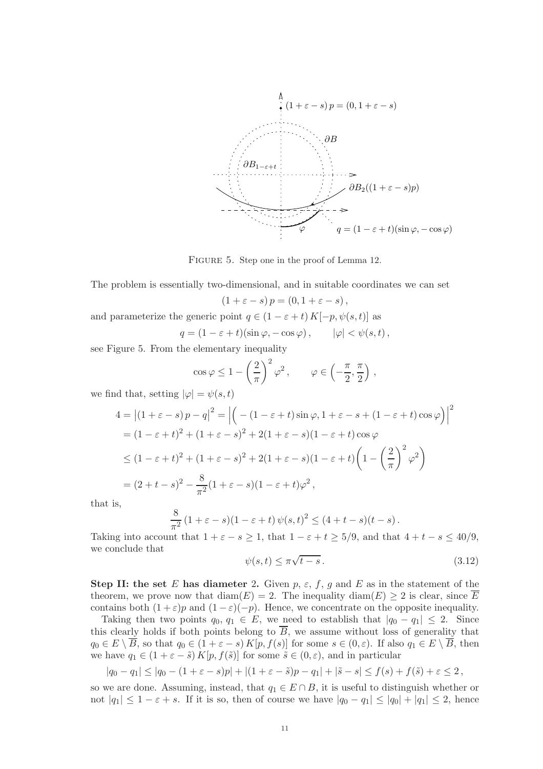Figure 5. Step one in the proof of Lemma 12.

The problem is essentially two-dimensional, and in suitable coordinates we can set

$$(1+\varepsilon-s)\,p=(0,1+\varepsilon-s)\,,$$

and parameterize the generic point $q\in(1-\varepsilon+t)\,K[-p,\psi(s,t)]$ as

$$q=(1-\varepsilon+t)(\sin\varphi,-\cos\varphi)\,,\qquad |\varphi|<\psi(s,t)\,,$$

see Figure 5. From the elementary inequality

$$\cos\varphi\le 1-\left(\frac{2}{\pi}\right)^2\varphi^2\,,\qquad \varphi\in\left(-\frac{\pi}{2},\frac{\pi}{2}\right)\,,$$

we find that, setting $|\varphi|=\psi(s,t)$

$$\begin{aligned}
4&=\big|(1+\varepsilon-s)\,p-q\big|^2=\Big|\Big(-(1-\varepsilon+t)\sin\varphi,1+\varepsilon-s+(1-\varepsilon+t)\cos\varphi\Big)\Big|^2\\
&=(1-\varepsilon+t)^2+(1+\varepsilon-s)^2+2(1+\varepsilon-s)(1-\varepsilon+t)\cos\varphi\\
&\le(1-\varepsilon+t)^2+(1+\varepsilon-s)^2+2(1+\varepsilon-s)(1-\varepsilon+t)\left(1-\left(\frac{2}{\pi}\right)^2\varphi^2\right)\\
&=(2+t-s)^2-\frac{8}{\pi^2}(1+\varepsilon-s)(1-\varepsilon+t)\varphi^2\,,
\end{aligned}$$

that is,

$$\frac{8}{\pi^2}\,(1+\varepsilon-s)(1-\varepsilon+t)\,\psi(s,t)^2\le(4+t-s)(t-s)\,.$$

Taking into account that $1+\varepsilon-s\ge 1$, that $1-\varepsilon+t\ge 5/9$, and that $4+t-s\le 40/9$, we conclude that

$$\psi(s,t)\le\pi\sqrt{t-s}\,. \tag{3.12}$$

**Step II: the set $E$ has diameter 2.** Given $p$, $\varepsilon$, $f$, $g$ and $E$ as in the statement of the theorem, we prove now that $\mathrm{diam}(E)=2$. The inequality $\mathrm{diam}(E)\ge 2$ is clear, since $\overline{E}$ contains both $(1+\varepsilon)p$ and $(1-\varepsilon)(-p)$. Hence, we concentrate on the opposite inequality.

Taking then two points $q_0,\,q_1\in E$, we need to establish that $|q_0-q_1|\le 2$. Since this clearly holds if both points belong to $\overline{B}$, we assume without loss of generality that $q_0\in E\setminus\overline{B}$, so that $q_0\in(1+\varepsilon-s)\,K[p,f(s)]$ for some $s\in(0,\varepsilon)$. If also $q_1\in E\setminus\overline{B}$, then we have $q_1\in(1+\varepsilon-\tilde s)\,K[p,f(\tilde s)]$ for some $\tilde s\in(0,\varepsilon)$, and in particular

$$|q_0-q_1|\le|q_0-(1+\varepsilon-s)p|+|(1+\varepsilon-\tilde s)p-q_1|+|\tilde s-s|\le f(s)+f(\tilde s)+\varepsilon\le 2\,,$$

so we are done. Assuming, instead, that $q_1\in E\cap B$, it is useful to distinguish whether or not $|q_1|\le 1-\varepsilon+s$. If it is so, then of course we have $|q_0-q_1|\le|q_0|+|q_1|\le 2$, hence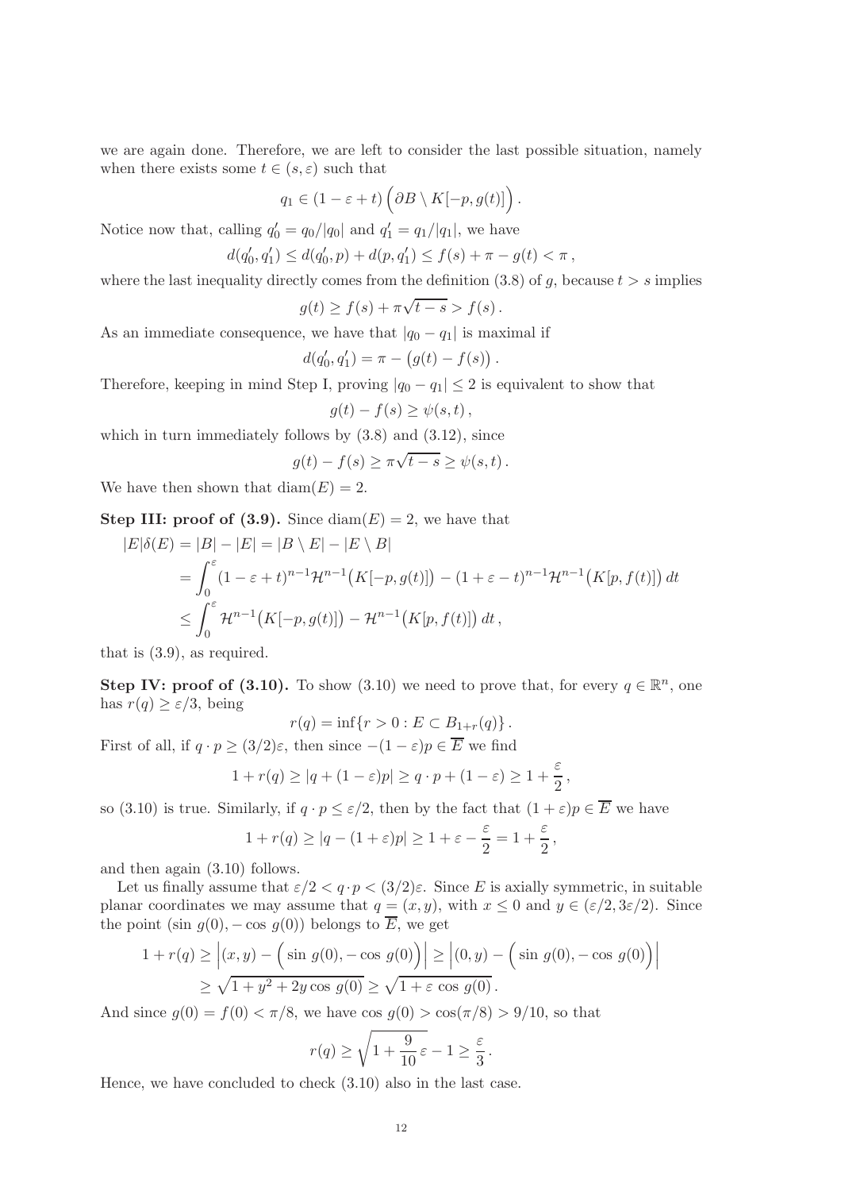we are again done. Therefore, we are left to consider the last possible situation, namely when there exists some $t \in (s, \varepsilon)$ such that

$$q_1 \in (1 - \varepsilon + t)\left(\partial B \setminus K[-p, g(t)]\right).$$

Notice now that, calling $q_0' = q_0/|q_0|$ and $q_1' = q_1/|q_1|$, we have

$$d(q_0', q_1') \leq d(q_0', p) + d(p, q_1') \leq f(s) + \pi - g(t) < \pi\,,$$

where the last inequality directly comes from the definition (3.8) of $g$, because $t > s$ implies

$$g(t) \geq f(s) + \pi\sqrt{t-s} > f(s)\,.$$

As an immediate consequence, we have that $|q_0 - q_1|$ is maximal if

$$d(q_0', q_1') = \pi - \big(g(t) - f(s)\big)\,.$$

Therefore, keeping in mind Step I, proving $|q_0 - q_1| \leq 2$ is equivalent to show that

$$g(t) - f(s) \geq \psi(s, t)\,,$$

which in turn immediately follows by (3.8) and (3.12), since

$$g(t) - f(s) \geq \pi\sqrt{t-s} \geq \psi(s,t)\,.$$

We have then shown that $\operatorname{diam}(E) = 2$.

**Step III: proof of (3.9).** Since $\operatorname{diam}(E) = 2$, we have that

$$\begin{aligned}
|E|\delta(E) &= |B| - |E| = |B \setminus E| - |E \setminus B| \\
&= \int_0^\varepsilon (1 - \varepsilon + t)^{n-1}\mathcal{H}^{n-1}\big(K[-p, g(t)]\big) - (1 + \varepsilon - t)^{n-1}\mathcal{H}^{n-1}\big(K[p, f(t)]\big)\,dt \\
&\leq \int_0^\varepsilon \mathcal{H}^{n-1}\big(K[-p, g(t)]\big) - \mathcal{H}^{n-1}\big(K[p, f(t)]\big)\,dt\,,
\end{aligned}$$

that is (3.9), as required.

**Step IV: proof of (3.10).** To show (3.10) we need to prove that, for every $q \in \mathbb{R}^n$, one has $r(q) \geq \varepsilon/3$, being

$$r(q) = \inf\{r > 0 : E \subset B_{1+r}(q)\}\,.$$

First of all, if $q \cdot p \geq (3/2)\varepsilon$, then since $-(1-\varepsilon)p \in \overline{E}$ we find

$$1 + r(q) \geq |q + (1-\varepsilon)p| \geq q \cdot p + (1 - \varepsilon) \geq 1 + \frac{\varepsilon}{2}\,,$$

so (3.10) is true. Similarly, if $q \cdot p \leq \varepsilon/2$, then by the fact that $(1+\varepsilon)p \in \overline{E}$ we have

$$1 + r(q) \geq |q - (1+\varepsilon)p| \geq 1 + \varepsilon - \frac{\varepsilon}{2} = 1 + \frac{\varepsilon}{2}\,,$$

and then again (3.10) follows.

Let us finally assume that $\varepsilon/2 < q \cdot p < (3/2)\varepsilon$. Since $E$ is axially symmetric, in suitable planar coordinates we may assume that $q = (x, y)$, with $x \leq 0$ and $y \in (\varepsilon/2, 3\varepsilon/2)$. Since the point $(\sin\, g(0), -\cos\, g(0))$ belongs to $\overline{E}$, we get

$$\begin{aligned}
1 + r(q) &\geq \Big|(x,y) - \Big(\sin\, g(0), -\cos\, g(0)\Big)\Big| \geq \Big|(0,y) - \Big(\sin\, g(0), -\cos\, g(0)\Big)\Big| \\
&\geq \sqrt{1 + y^2 + 2y\cos\, g(0)} \geq \sqrt{1 + \varepsilon\, \cos\, g(0)}\,.
\end{aligned}$$

And since $g(0) = f(0) < \pi/8$, we have $\cos\, g(0) > \cos(\pi/8) > 9/10$, so that

$$r(q) \geq \sqrt{1 + \frac{9}{10}\varepsilon} - 1 \geq \frac{\varepsilon}{3}\,.$$

Hence, we have concluded to check (3.10) also in the last case.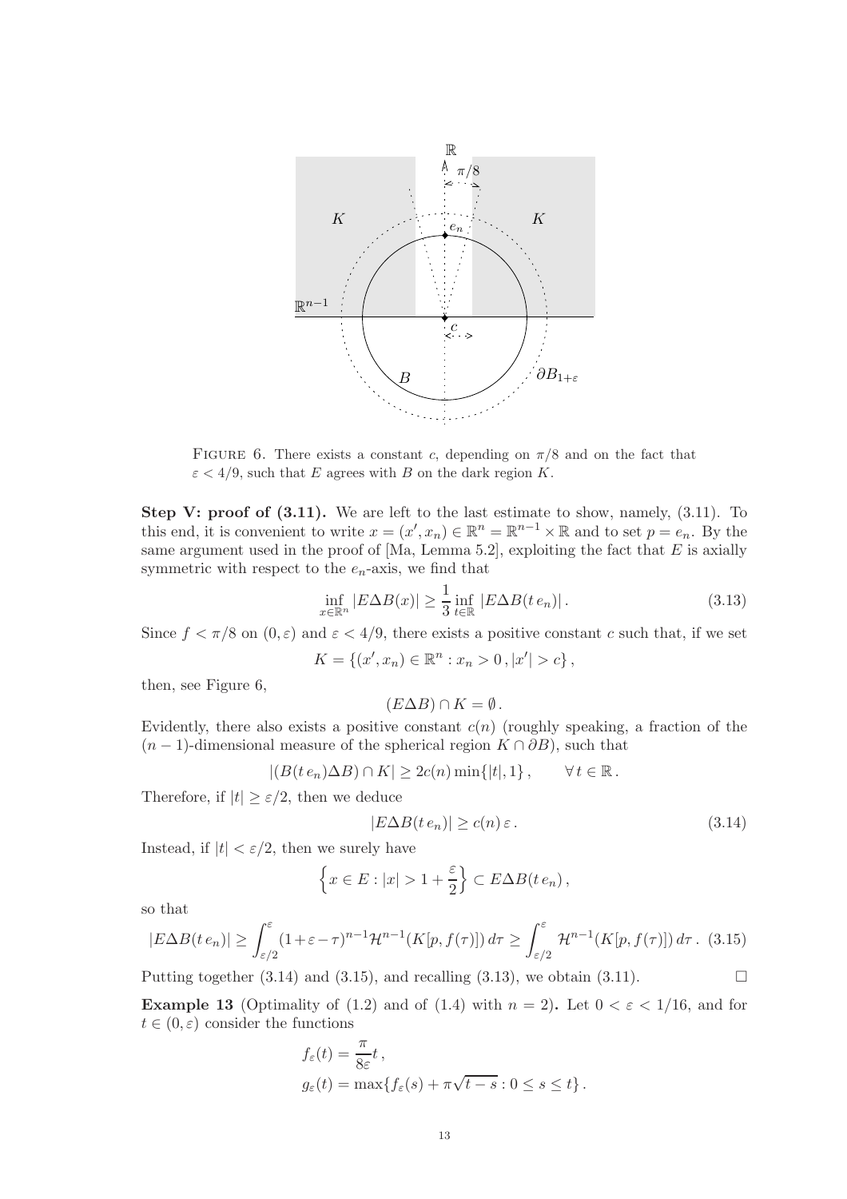FIGURE 6. There exists a constant $c$, depending on $\pi/8$ and on the fact that $\varepsilon < 4/9$, such that $E$ agrees with $B$ on the dark region $K$.

**Step V: proof of (3.11).** We are left to the last estimate to show, namely, (3.11). To this end, it is convenient to write $x = (x', x_n) \in \mathbb{R}^n = \mathbb{R}^{n-1} \times \mathbb{R}$ and to set $p = e_n$. By the same argument used in the proof of [Ma, Lemma 5.2], exploiting the fact that $E$ is axially symmetric with respect to the $e_n$-axis, we find that

$$\inf_{x \in \mathbb{R}^n} |E \Delta B(x)| \geq \frac{1}{3} \inf_{t \in \mathbb{R}} |E \Delta B(t\, e_n)| \,. \tag{3.13}$$

Since $f < \pi/8$ on $(0, \varepsilon)$ and $\varepsilon < 4/9$, there exists a positive constant $c$ such that, if we set

$$K = \{(x', x_n) \in \mathbb{R}^n : x_n > 0 \,, |x'| > c\} \,,$$

then, see Figure 6,

$$(E \Delta B) \cap K = \emptyset \,.$$

Evidently, there also exists a positive constant $c(n)$ (roughly speaking, a fraction of the $(n-1)$-dimensional measure of the spherical region $K \cap \partial B$), such that

$$|(B(t\, e_n) \Delta B) \cap K| \geq 2c(n) \min\{|t|, 1\} \,, \qquad \forall\, t \in \mathbb{R} \,.$$

Therefore, if $|t| \geq \varepsilon/2$, then we deduce

$$|E \Delta B(t\, e_n)| \geq c(n)\, \varepsilon \,. \tag{3.14}$$

Instead, if $|t| < \varepsilon/2$, then we surely have

$$\left\{ x \in E : |x| > 1 + \frac{\varepsilon}{2} \right\} \subset E \Delta B(t\, e_n) \,,$$

so that

$$|E \Delta B(t\, e_n)| \geq \int_{\varepsilon/2}^{\varepsilon} (1 + \varepsilon - \tau)^{n-1} \mathcal{H}^{n-1}(K[p, f(\tau)])\, d\tau \geq \int_{\varepsilon/2}^{\varepsilon} \mathcal{H}^{n-1}(K[p, f(\tau)])\, d\tau \,. \tag{3.15}$$

Putting together (3.14) and (3.15), and recalling (3.13), we obtain (3.11). $\square$

**Example 13** (Optimality of (1.2) and of (1.4) with $n = 2$)**.** Let $0 < \varepsilon < 1/16$, and for $t \in (0, \varepsilon)$ consider the functions

$$f_\varepsilon(t) = \frac{\pi}{8\varepsilon} t \,,$$
$$g_\varepsilon(t) = \max\{f_\varepsilon(s) + \pi\sqrt{t - s} : 0 \leq s \leq t\} \,.$$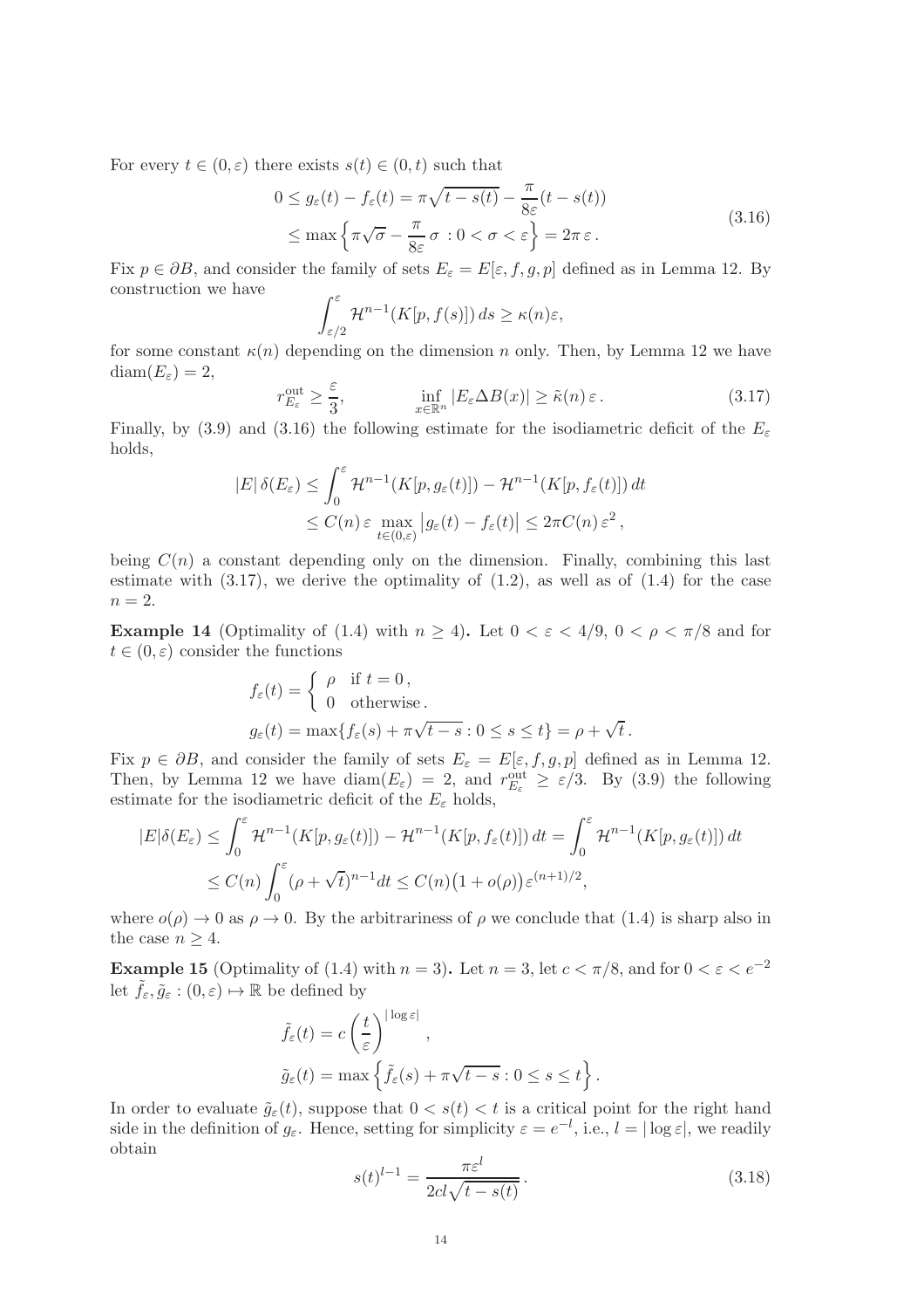For every $t \in (0, \varepsilon)$ there exists $s(t) \in (0, t)$ such that

$$
\begin{aligned}
0 \le g_\varepsilon(t) - f_\varepsilon(t) &= \pi\sqrt{t - s(t)} - \frac{\pi}{8\varepsilon}(t - s(t)) \\
&\le \max\left\{\pi\sqrt{\sigma} - \frac{\pi}{8\varepsilon}\,\sigma \,: 0 < \sigma < \varepsilon\right\} = 2\pi\,\varepsilon\,.
\end{aligned}
\tag{3.16}
$$

Fix $p \in \partial B$, and consider the family of sets $E_\varepsilon = E[\varepsilon, f, g, p]$ defined as in Lemma 12. By construction we have

$$
\int_{\varepsilon/2}^{\varepsilon} \mathcal{H}^{n-1}(K[p, f(s)])\, ds \ge \kappa(n)\varepsilon,
$$

for some constant $\kappa(n)$ depending on the dimension $n$ only. Then, by Lemma 12 we have $\operatorname{diam}(E_\varepsilon) = 2$,

$$
r^{\text{out}}_{E_\varepsilon} \ge \frac{\varepsilon}{3}, \qquad\qquad \inf_{x\in\mathbb{R}^n} |E_\varepsilon \Delta B(x)| \ge \tilde\kappa(n)\,\varepsilon\,.
\tag{3.17}
$$

Finally, by (3.9) and (3.16) the following estimate for the isodiametric deficit of the $E_\varepsilon$ holds,

$$
\begin{aligned}
|E|\,\delta(E_\varepsilon) &\le \int_0^\varepsilon \mathcal{H}^{n-1}(K[p, g_\varepsilon(t)]) - \mathcal{H}^{n-1}(K[p, f_\varepsilon(t)])\, dt \\
&\le C(n)\,\varepsilon \max_{t\in(0,\varepsilon)} \big|g_\varepsilon(t) - f_\varepsilon(t)\big| \le 2\pi C(n)\,\varepsilon^2\,,
\end{aligned}
$$

being $C(n)$ a constant depending only on the dimension. Finally, combining this last estimate with (3.17), we derive the optimality of (1.2), as well as of (1.4) for the case $n = 2$.

**Example 14** (Optimality of (1.4) with $n \ge 4$)**.** Let $0 < \varepsilon < 4/9$, $0 < \rho < \pi/8$ and for $t \in (0, \varepsilon)$ consider the functions

$$
f_\varepsilon(t) = \begin{cases} \rho & \text{if } t = 0\,, \\ 0 & \text{otherwise}\,. \end{cases}
$$

$$
g_\varepsilon(t) = \max\{f_\varepsilon(s) + \pi\sqrt{t - s} : 0 \le s \le t\} = \rho + \sqrt{t}\,.
$$

Fix $p \in \partial B$, and consider the family of sets $E_\varepsilon = E[\varepsilon, f, g, p]$ defined as in Lemma 12. Then, by Lemma 12 we have $\operatorname{diam}(E_\varepsilon) = 2$, and $r^{\text{out}}_{E_\varepsilon} \ge \varepsilon/3$. By (3.9) the following estimate for the isodiametric deficit of the $E_\varepsilon$ holds,

$$
\begin{aligned}
|E|\delta(E_\varepsilon) &\le \int_0^\varepsilon \mathcal{H}^{n-1}(K[p, g_\varepsilon(t)]) - \mathcal{H}^{n-1}(K[p, f_\varepsilon(t)])\, dt = \int_0^\varepsilon \mathcal{H}^{n-1}(K[p, g_\varepsilon(t)])\, dt \\
&\le C(n) \int_0^\varepsilon (\rho + \sqrt{t})^{n-1} dt \le C(n)\big(1 + o(\rho)\big)\varepsilon^{(n+1)/2},
\end{aligned}
$$

where $o(\rho) \to 0$ as $\rho \to 0$. By the arbitrariness of $\rho$ we conclude that (1.4) is sharp also in the case $n \ge 4$.

**Example 15** (Optimality of (1.4) with $n = 3$)**.** Let $n = 3$, let $c < \pi/8$, and for $0 < \varepsilon < e^{-2}$ let $\tilde f_\varepsilon, \tilde g_\varepsilon : (0, \varepsilon) \mapsto \mathbb{R}$ be defined by

$$
\tilde f_\varepsilon(t) = c\left(\frac{t}{\varepsilon}\right)^{|\log\varepsilon|},
$$

$$
\tilde g_\varepsilon(t) = \max\left\{\tilde f_\varepsilon(s) + \pi\sqrt{t - s} : 0 \le s \le t\right\}.
$$

In order to evaluate $\tilde g_\varepsilon(t)$, suppose that $0 < s(t) < t$ is a critical point for the right hand side in the definition of $g_\varepsilon$. Hence, setting for simplicity $\varepsilon = e^{-l}$, i.e., $l = |\log\varepsilon|$, we readily obtain

$$
s(t)^{l-1} = \frac{\pi\varepsilon^l}{2cl\sqrt{t - s(t)}}\,.
\tag{3.18}
$$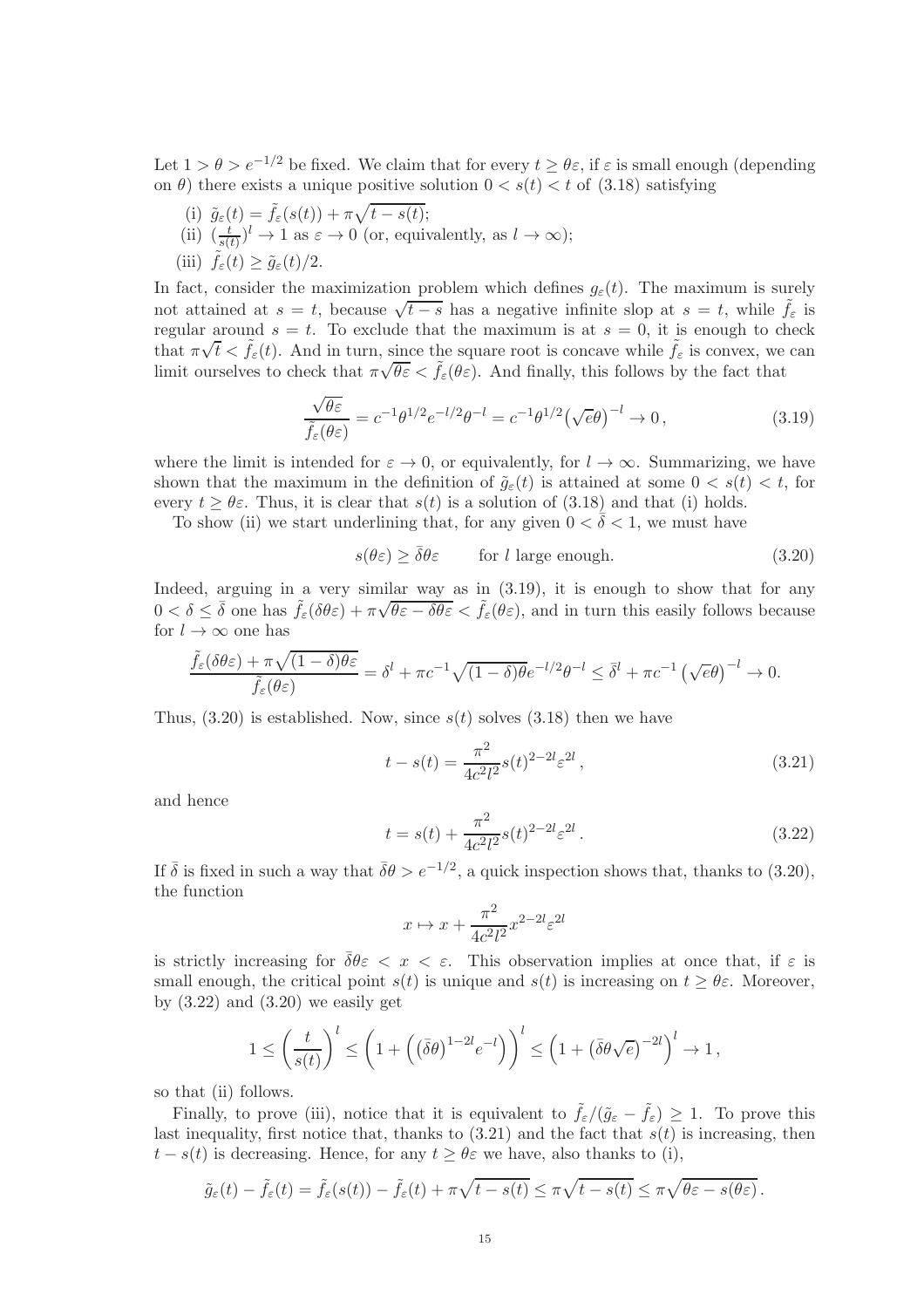Let $1 > \theta > e^{-1/2}$ be fixed. We claim that for every $t \geq \theta\varepsilon$, if $\varepsilon$ is small enough (depending on $\theta$) there exists a unique positive solution $0 < s(t) < t$ of (3.18) satisfying

(i) $\tilde{g}_\varepsilon(t) = \tilde{f}_\varepsilon(s(t)) + \pi\sqrt{t - s(t)}$;

(ii) $(\frac{t}{s(t)})^l \to 1$ as $\varepsilon \to 0$ (or, equivalently, as $l \to \infty$);

(iii) $\tilde{f}_\varepsilon(t) \geq \tilde{g}_\varepsilon(t)/2$.

In fact, consider the maximization problem which defines $g_\varepsilon(t)$. The maximum is surely not attained at $s = t$, because $\sqrt{t-s}$ has a negative infinite slop at $s = t$, while $\tilde{f}_\varepsilon$ is regular around $s = t$. To exclude that the maximum is at $s = 0$, it is enough to check that $\pi\sqrt{t} < \tilde{f}_\varepsilon(t)$. And in turn, since the square root is concave while $\tilde{f}_\varepsilon$ is convex, we can limit ourselves to check that $\pi\sqrt{\theta\varepsilon} < \tilde{f}_\varepsilon(\theta\varepsilon)$. And finally, this follows by the fact that

$$\frac{\sqrt{\theta\varepsilon}}{\tilde{f}_\varepsilon(\theta\varepsilon)} = c^{-1}\theta^{1/2}e^{-l/2}\theta^{-l} = c^{-1}\theta^{1/2}\big(\sqrt{e}\theta\big)^{-l} \to 0\,, \tag{3.19}$$

where the limit is intended for $\varepsilon \to 0$, or equivalently, for $l \to \infty$. Summarizing, we have shown that the maximum in the definition of $\tilde{g}_\varepsilon(t)$ is attained at some $0 < s(t) < t$, for every $t \geq \theta\varepsilon$. Thus, it is clear that $s(t)$ is a solution of (3.18) and that (i) holds.

To show (ii) we start underlining that, for any given $0 < \bar{\delta} < 1$, we must have

$$s(\theta\varepsilon) \geq \bar{\delta}\theta\varepsilon \qquad \text{for } l \text{ large enough.} \tag{3.20}$$

Indeed, arguing in a very similar way as in (3.19), it is enough to show that for any $0 < \delta \leq \bar{\delta}$ one has $\tilde{f}_\varepsilon(\delta\theta\varepsilon) + \pi\sqrt{\theta\varepsilon - \delta\theta\varepsilon} < \tilde{f}_\varepsilon(\theta\varepsilon)$, and in turn this easily follows because for $l \to \infty$ one has

$$\frac{\tilde{f}_\varepsilon(\delta\theta\varepsilon) + \pi\sqrt{(1-\delta)\theta\varepsilon}}{\tilde{f}_\varepsilon(\theta\varepsilon)} = \delta^l + \pi c^{-1}\sqrt{(1-\delta)\theta}e^{-l/2}\theta^{-l} \leq \bar{\delta}^l + \pi c^{-1}\left(\sqrt{e}\theta\right)^{-l} \to 0.$$

Thus, (3.20) is established. Now, since $s(t)$ solves (3.18) then we have

$$t - s(t) = \frac{\pi^2}{4c^2l^2}s(t)^{2-2l}\varepsilon^{2l}\,, \tag{3.21}$$

and hence

$$t = s(t) + \frac{\pi^2}{4c^2l^2}s(t)^{2-2l}\varepsilon^{2l}\,. \tag{3.22}$$

If $\bar{\delta}$ is fixed in such a way that $\bar{\delta}\theta > e^{-1/2}$, a quick inspection shows that, thanks to (3.20), the function

$$x \mapsto x + \frac{\pi^2}{4c^2l^2}x^{2-2l}\varepsilon^{2l}$$

is strictly increasing for $\bar{\delta}\theta\varepsilon < x < \varepsilon$. This observation implies at once that, if $\varepsilon$ is small enough, the critical point $s(t)$ is unique and $s(t)$ is increasing on $t \geq \theta\varepsilon$. Moreover, by (3.22) and (3.20) we easily get

$$1 \leq \left(\frac{t}{s(t)}\right)^l \leq \left(1 + \left(\left(\bar{\delta}\theta\right)^{1-2l}e^{-l}\right)\right)^l \leq \left(1 + \left(\bar{\delta}\theta\sqrt{e}\right)^{-2l}\right)^l \to 1\,,$$

so that (ii) follows.

Finally, to prove (iii), notice that it is equivalent to $\tilde{f}_\varepsilon/(\tilde{g}_\varepsilon - \tilde{f}_\varepsilon) \geq 1$. To prove this last inequality, first notice that, thanks to (3.21) and the fact that $s(t)$ is increasing, then $t - s(t)$ is decreasing. Hence, for any $t \geq \theta\varepsilon$ we have, also thanks to (i),

$$\tilde{g}_\varepsilon(t) - \tilde{f}_\varepsilon(t) = \tilde{f}_\varepsilon(s(t)) - \tilde{f}_\varepsilon(t) + \pi\sqrt{t - s(t)} \leq \pi\sqrt{t - s(t)} \leq \pi\sqrt{\theta\varepsilon - s(\theta\varepsilon)}\,.$$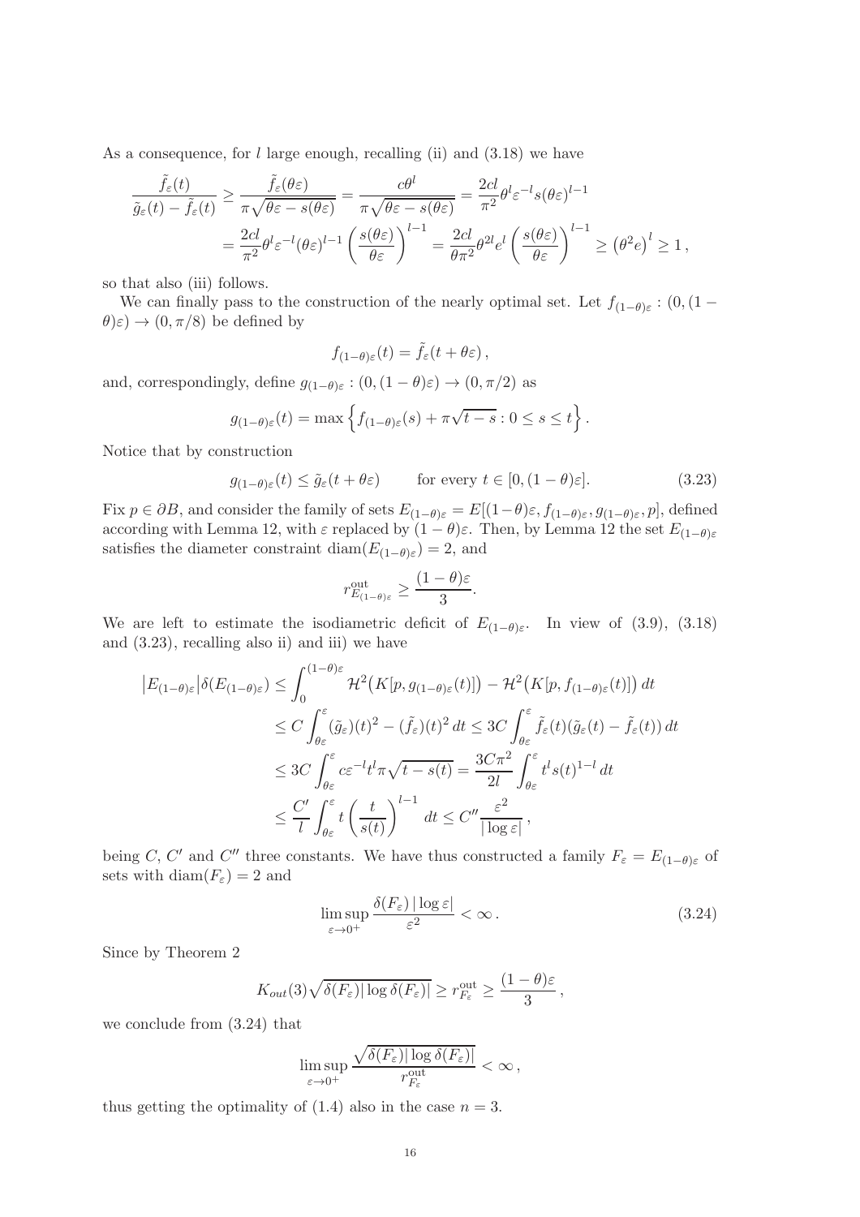As a consequence, for $l$ large enough, recalling (ii) and (3.18) we have

$$
\begin{aligned}
\frac{\tilde{f}_\varepsilon(t)}{\tilde{g}_\varepsilon(t)-\tilde{f}_\varepsilon(t)} &\geq \frac{\tilde{f}_\varepsilon(\theta\varepsilon)}{\pi\sqrt{\theta\varepsilon - s(\theta\varepsilon)}} = \frac{c\theta^l}{\pi\sqrt{\theta\varepsilon - s(\theta\varepsilon)}} = \frac{2cl}{\pi^2}\theta^l\varepsilon^{-l}s(\theta\varepsilon)^{l-1} \\
&= \frac{2cl}{\pi^2}\theta^l\varepsilon^{-l}(\theta\varepsilon)^{l-1}\left(\frac{s(\theta\varepsilon)}{\theta\varepsilon}\right)^{l-1} = \frac{2cl}{\theta\pi^2}\theta^{2l}e^l\left(\frac{s(\theta\varepsilon)}{\theta\varepsilon}\right)^{l-1} \geq \left(\theta^2 e\right)^l \geq 1\,,
\end{aligned}
$$

so that also (iii) follows.

We can finally pass to the construction of the nearly optimal set. Let $f_{(1-\theta)\varepsilon} : (0,(1-\theta)\varepsilon) \to (0,\pi/8)$ be defined by

$$
f_{(1-\theta)\varepsilon}(t) = \tilde{f}_\varepsilon(t+\theta\varepsilon)\,,
$$

and, correspondingly, define $g_{(1-\theta)\varepsilon} : (0,(1-\theta)\varepsilon) \to (0,\pi/2)$ as

$$
g_{(1-\theta)\varepsilon}(t) = \max\left\{ f_{(1-\theta)\varepsilon}(s) + \pi\sqrt{t-s} : 0 \leq s \leq t \right\}.
$$

Notice that by construction

$$
g_{(1-\theta)\varepsilon}(t) \leq \tilde{g}_\varepsilon(t+\theta\varepsilon) \qquad \text{for every } t \in [0,(1-\theta)\varepsilon]. \tag{3.23}
$$

Fix $p \in \partial B$, and consider the family of sets $E_{(1-\theta)\varepsilon} = E[(1-\theta)\varepsilon, f_{(1-\theta)\varepsilon}, g_{(1-\theta)\varepsilon}, p]$, defined according with Lemma 12, with $\varepsilon$ replaced by $(1-\theta)\varepsilon$. Then, by Lemma 12 the set $E_{(1-\theta)\varepsilon}$ satisfies the diameter constraint $\operatorname{diam}(E_{(1-\theta)\varepsilon}) = 2$, and

$$
r^{\text{out}}_{E_{(1-\theta)\varepsilon}} \geq \frac{(1-\theta)\varepsilon}{3}.
$$

We are left to estimate the isodiametric deficit of $E_{(1-\theta)\varepsilon}$. In view of (3.9), (3.18) and (3.23), recalling also ii) and iii) we have

$$
\begin{aligned}
\left|E_{(1-\theta)\varepsilon}\right|\delta(E_{(1-\theta)\varepsilon}) &\leq \int_0^{(1-\theta)\varepsilon} \mathcal{H}^2\big(K[p,g_{(1-\theta)\varepsilon}(t)]\big) - \mathcal{H}^2\big(K[p,f_{(1-\theta)\varepsilon}(t)]\big)\,dt \\
&\leq C\int_{\theta\varepsilon}^{\varepsilon} (\tilde{g}_\varepsilon)(t)^2 - (\tilde{f}_\varepsilon)(t)^2\,dt \leq 3C\int_{\theta\varepsilon}^{\varepsilon} \tilde{f}_\varepsilon(t)(\tilde{g}_\varepsilon(t)-\tilde{f}_\varepsilon(t))\,dt \\
&\leq 3C\int_{\theta\varepsilon}^{\varepsilon} c\varepsilon^{-l}t^l\pi\sqrt{t-s(t)} = \frac{3C\pi^2}{2l}\int_{\theta\varepsilon}^{\varepsilon} t^l s(t)^{1-l}\,dt \\
&\leq \frac{C'}{l}\int_{\theta\varepsilon}^{\varepsilon} t\left(\frac{t}{s(t)}\right)^{l-1}\,dt \leq C''\frac{\varepsilon^2}{|\log\varepsilon|}\,,
\end{aligned}
$$

being $C$, $C'$ and $C''$ three constants. We have thus constructed a family $F_\varepsilon = E_{(1-\theta)\varepsilon}$ of sets with $\operatorname{diam}(F_\varepsilon) = 2$ and

$$
\limsup_{\varepsilon\to 0^+} \frac{\delta(F_\varepsilon)\,|\log\varepsilon|}{\varepsilon^2} < \infty\,. \tag{3.24}
$$

Since by Theorem 2

$$
K_{out}(3)\sqrt{\delta(F_\varepsilon)|\log\delta(F_\varepsilon)|} \geq r^{\text{out}}_{F_\varepsilon} \geq \frac{(1-\theta)\varepsilon}{3}\,,
$$

we conclude from (3.24) that

$$
\limsup_{\varepsilon\to 0^+} \frac{\sqrt{\delta(F_\varepsilon)|\log\delta(F_\varepsilon)|}}{r^{\text{out}}_{F_\varepsilon}} < \infty\,,
$$

thus getting the optimality of (1.4) also in the case $n = 3$.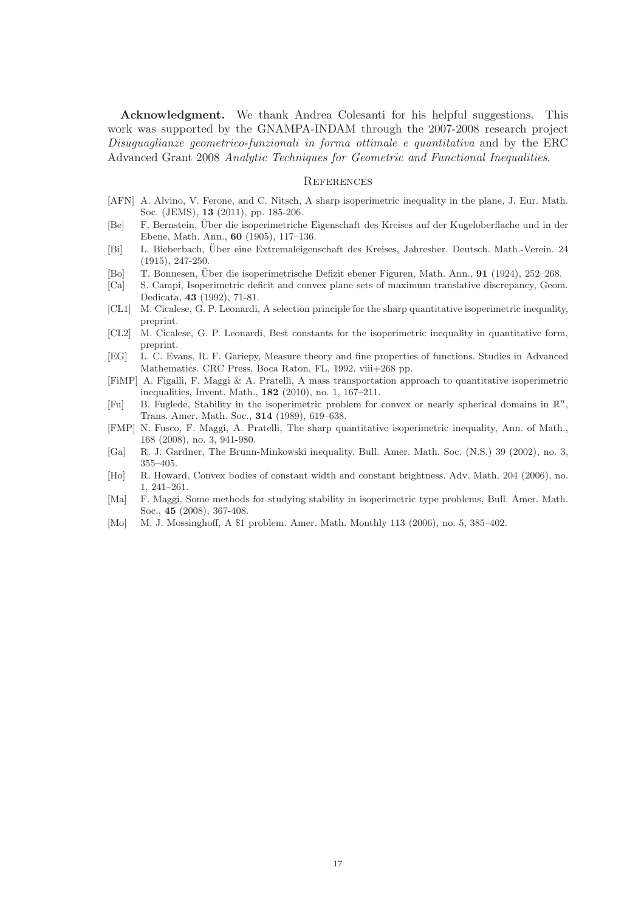**Acknowledgment.** We thank Andrea Colesanti for his helpful suggestions. This work was supported by the GNAMPA-INDAM through the 2007-2008 research project *Disuguaglianze geometrico-funzionali in forma ottimale e quantitativa* and by the ERC Advanced Grant 2008 *Analytic Techniques for Geometric and Functional Inequalities*.

## References

- [AFN] A. Alvino, V. Ferone, and C. Nitsch, A sharp isoperimetric inequality in the plane, J. Eur. Math. Soc. (JEMS), **13** (2011), pp. 185-206.
- [Be] F. Bernstein, Über die isoperimetriche Eigenschaft des Kreises auf der Kugeloberflache und in der Ebene, Math. Ann., **60** (1905), 117–136.
- [Bi] L. Bieberbach, Über eine Extremaleigenschaft des Kreises, Jahresber. Deutsch. Math.-Verein. 24 (1915), 247-250.
- [Bo] T. Bonnesen, Über die isoperimetrische Defizit ebener Figuren, Math. Ann., **91** (1924), 252–268.
- [Ca] S. Campi, Isoperimetric deficit and convex plane sets of maximum translative discrepancy, Geom. Dedicata, **43** (1992), 71-81.
- [CL1] M. Cicalese, G. P. Leonardi, A selection principle for the sharp quantitative isoperimetric inequality, preprint.
- [CL2] M. Cicalese, G. P. Leonardi, Best constants for the isoperimetric inequality in quantitative form, preprint.
- [EG] L. C. Evans, R. F. Gariepy, Measure theory and fine properties of functions. Studies in Advanced Mathematics. CRC Press, Boca Raton, FL, 1992. viii+268 pp.
- [FiMP] A. Figalli, F. Maggi & A. Pratelli, A mass transportation approach to quantitative isoperimetric inequalities, Invent. Math., **182** (2010), no. 1, 167–211.
- [Fu] B. Fuglede, Stability in the isoperimetric problem for convex or nearly spherical domains in $\mathbb{R}^n$, Trans. Amer. Math. Soc., **314** (1989), 619–638.
- [FMP] N. Fusco, F. Maggi, A. Pratelli, The sharp quantitative isoperimetric inequality, Ann. of Math., 168 (2008), no. 3, 941-980.
- [Ga] R. J. Gardner, The Brunn-Minkowski inequality. Bull. Amer. Math. Soc. (N.S.) 39 (2002), no. 3, 355–405.
- [Ho] R. Howard, Convex bodies of constant width and constant brightness. Adv. Math. 204 (2006), no. 1, 241–261.
- [Ma] F. Maggi, Some methods for studying stability in isoperimetric type problems, Bull. Amer. Math. Soc., **45** (2008), 367-408.
- [Mo] M. J. Mossinghoff, A $1 problem. Amer. Math. Monthly 113 (2006), no. 5, 385–402.